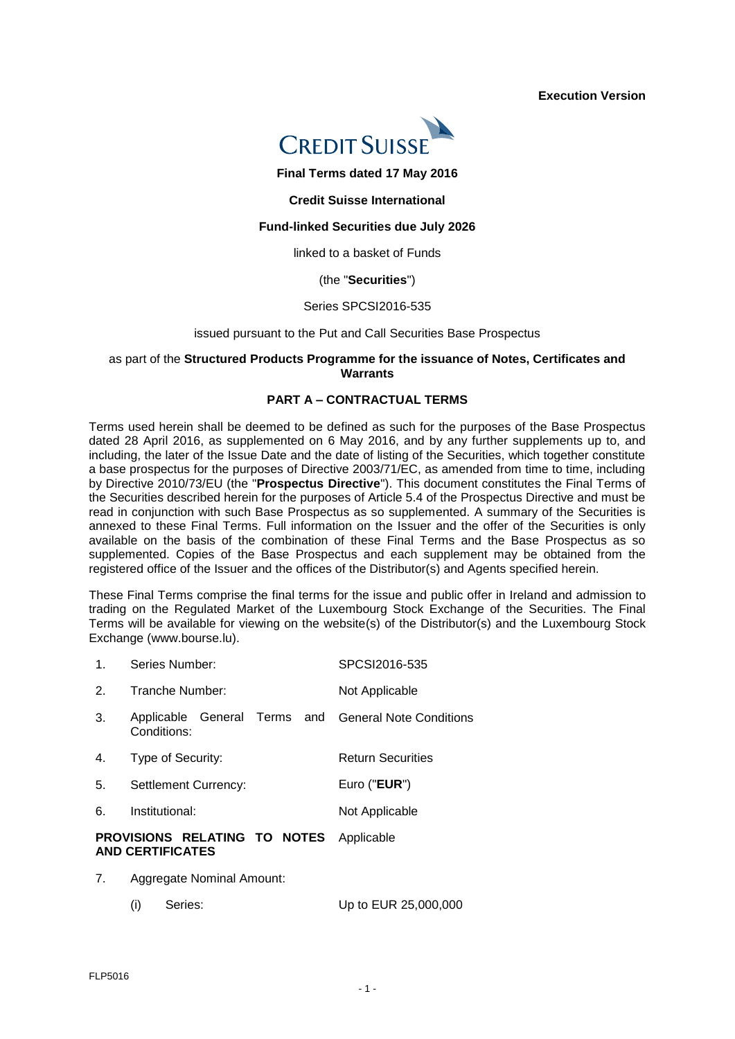**Execution Version**

CREDIT SUISSE

**Final Terms dated 17 May 2016**

**Credit Suisse International**

**Fund-linked Securities due July 2026**

linked to a basket of Funds

(the "**Securities**")

Series SPCSI2016-535

issued pursuant to the Put and Call Securities Base Prospectus

as part of the **Structured Products Programme for the issuance of Notes, Certificates and Warrants**

## PART A – CONTRACTUAL TERMS

Terms used herein shall be deemed to be defined as such for the purposes of the Base Prospectus dated 28 April 2016, as supplemented on 6 May 2016, and by any further supplements up to, and including, the later of the Issue Date and the date of listing of the Securities, which together constitute a base prospectus for the purposes of Directive 2003/71/EC, as amended from time to time, including by Directive 2010/73/EU (the "**Prospectus Directive**"). This document constitutes the Final Terms of the Securities described herein for the purposes of Article 5.4 of the Prospectus Directive and must be read in conjunction with such Base Prospectus as so supplemented. A summary of the Securities is annexed to these Final Terms. Full information on the Issuer and the offer of the Securities is only available on the basis of the combination of these Final Terms and the Base Prospectus as so supplemented. Copies of the Base Prospectus and each supplement may be obtained from the registered office of the Issuer and the offices of the Distributor(s) and Agents specified herein.

These Final Terms comprise the final terms for the issue and public offer in Ireland and admission to trading on the Regulated Market of the Luxembourg Stock Exchange of the Securities. The Final Terms will be available for viewing on the website(s) of the Distributor(s) and the Luxembourg Stock Exchange (www.bourse.lu).

1. Series Number: SPCSI2016-535

2. Tranche Number: Not Applicable

3. Applicable General Terms and Conditions: General Note Conditions

4. Type of Security: Return Securities

5. Settlement Currency: Euro ("**EUR**")

6. Institutional: Not Applicable

**PROVISIONS RELATING TO NOTES AND CERTIFICATES** Applicable

7. Aggregate Nominal Amount:

   (i) Series: Up to EUR 25,000,000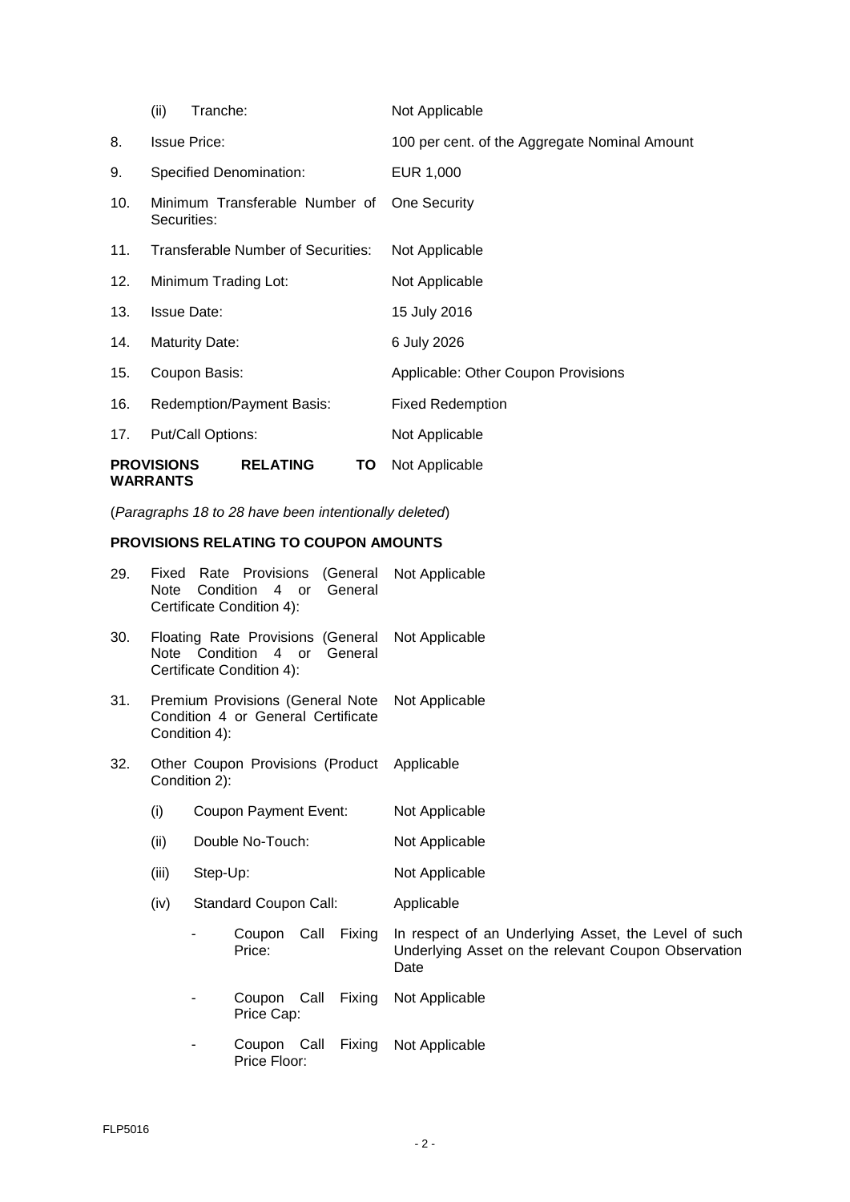| | | |
|---|---|---|
| | (ii) Tranche: | Not Applicable |
| 8. | Issue Price: | 100 per cent. of the Aggregate Nominal Amount |
| 9. | Specified Denomination: | EUR 1,000 |
| 10. | Minimum Transferable Number of Securities: | One Security |
| 11. | Transferable Number of Securities: | Not Applicable |
| 12. | Minimum Trading Lot: | Not Applicable |
| 13. | Issue Date: | 15 July 2016 |
| 14. | Maturity Date: | 6 July 2026 |
| 15. | Coupon Basis: | Applicable: Other Coupon Provisions |
| 16. | Redemption/Payment Basis: | Fixed Redemption |
| 17. | Put/Call Options: | Not Applicable |

**PROVISIONS RELATING TO WARRANTS** Not Applicable

(*Paragraphs 18 to 28 have been intentionally deleted*)

**PROVISIONS RELATING TO COUPON AMOUNTS**

| | | |
|---|---|---|
| 29. | Fixed Rate Provisions (General Note Condition 4 or General Certificate Condition 4): | Not Applicable |
| 30. | Floating Rate Provisions (General Note Condition 4 or General Certificate Condition 4): | Not Applicable |
| 31. | Premium Provisions (General Note Condition 4 or General Certificate Condition 4): | Not Applicable |
| 32. | Other Coupon Provisions (Product Condition 2): | Applicable |
| | (i) Coupon Payment Event: | Not Applicable |
| | (ii) Double No-Touch: | Not Applicable |
| | (iii) Step-Up: | Not Applicable |
| | (iv) Standard Coupon Call: | Applicable |
| | - Coupon Call Fixing Price: | In respect of an Underlying Asset, the Level of such Underlying Asset on the relevant Coupon Observation Date |
| | - Coupon Call Fixing Price Cap: | Not Applicable |
| | - Coupon Call Fixing Price Floor: | Not Applicable |

FLP5016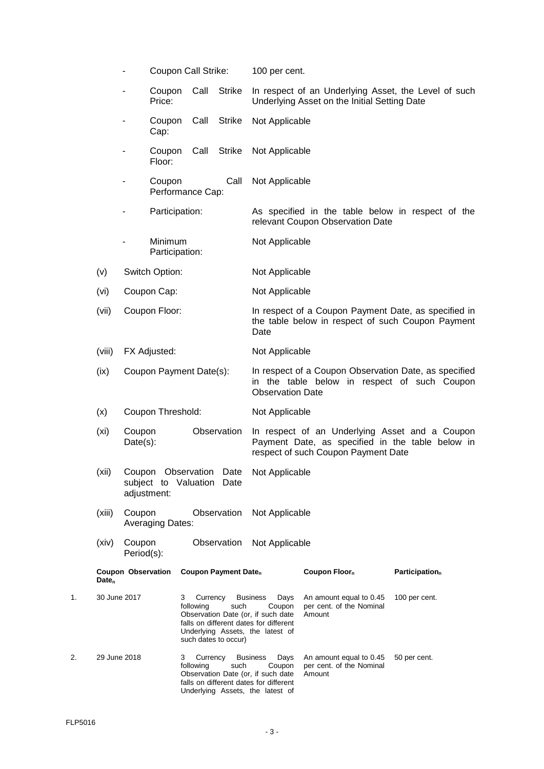- Coupon Call Strike: 100 per cent.

- Coupon Call Strike Price: In respect of an Underlying Asset, the Level of such Underlying Asset on the Initial Setting Date

- Coupon Call Strike Cap: Not Applicable

- Coupon Call Strike Floor: Not Applicable

- Coupon Call Performance Cap: Not Applicable

- Participation: As specified in the table below in respect of the relevant Coupon Observation Date

- Minimum Participation: Not Applicable

(v) Switch Option: Not Applicable

(vi) Coupon Cap: Not Applicable

(vii) Coupon Floor: In respect of a Coupon Payment Date, as specified in the table below in respect of such Coupon Payment Date

(viii) FX Adjusted: Not Applicable

(ix) Coupon Payment Date(s): In respect of a Coupon Observation Date, as specified in the table below in respect of such Coupon Observation Date

(x) Coupon Threshold: Not Applicable

(xi) Coupon Observation Date(s): In respect of an Underlying Asset and a Coupon Payment Date, as specified in the table below in respect of such Coupon Payment Date

(xii) Coupon Observation Date subject to Valuation Date adjustment: Not Applicable

(xiii) Coupon Observation Averaging Dates: Not Applicable

(xiv) Coupon Observation Period(s): Not Applicable

| | Coupon Observation $Date_n$ | Coupon Payment $Date_n$ | Coupon $Floor_n$ | $Participation_n$ |
|---|---|---|---|---|
| 1. | 30 June 2017 | 3 Currency Business Days following such Coupon Observation Date (or, if such date falls on different dates for different Underlying Assets, the latest of such dates to occur) | An amount equal to 0.45 per cent. of the Nominal Amount | 100 per cent. |
| 2. | 29 June 2018 | 3 Currency Business Days following such Coupon Observation Date (or, if such date falls on different dates for different Underlying Assets, the latest of | An amount equal to 0.45 per cent. of the Nominal Amount | 50 per cent. |

FLP5016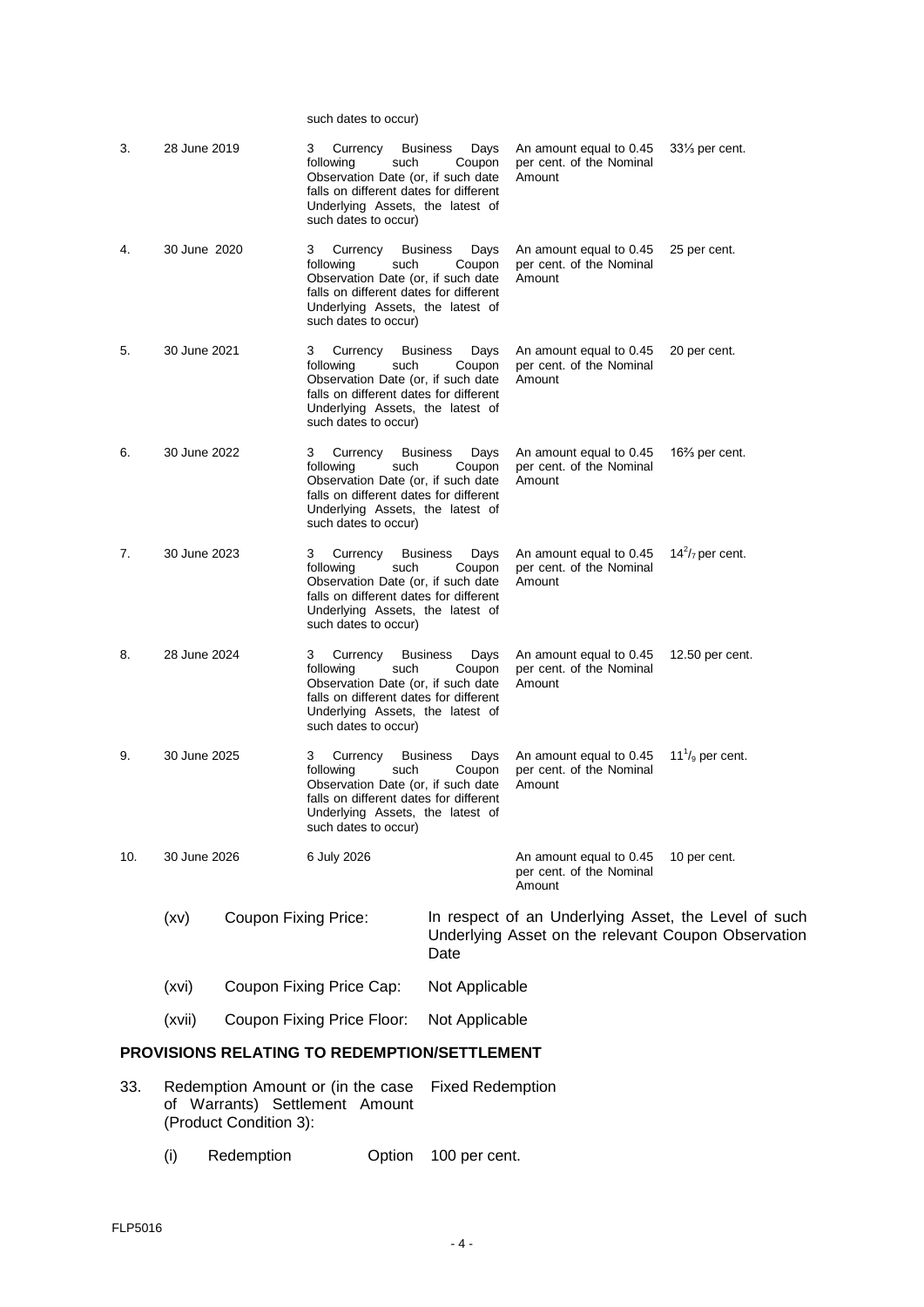| | | such dates to occur) | | |
|---|---|---|---|---|
| 3. | 28 June 2019 | 3 Currency Business Days following such Coupon Observation Date (or, if such date falls on different dates for different Underlying Assets, the latest of such dates to occur) | An amount equal to 0.45 per cent. of the Nominal Amount | 33⅓ per cent. |
| 4. | 30 June 2020 | 3 Currency Business Days following such Coupon Observation Date (or, if such date falls on different dates for different Underlying Assets, the latest of such dates to occur) | An amount equal to 0.45 per cent. of the Nominal Amount | 25 per cent. |
| 5. | 30 June 2021 | 3 Currency Business Days following such Coupon Observation Date (or, if such date falls on different dates for different Underlying Assets, the latest of such dates to occur) | An amount equal to 0.45 per cent. of the Nominal Amount | 20 per cent. |
| 6. | 30 June 2022 | 3 Currency Business Days following such Coupon Observation Date (or, if such date falls on different dates for different Underlying Assets, the latest of such dates to occur) | An amount equal to 0.45 per cent. of the Nominal Amount | 16⅔ per cent. |
| 7. | 30 June 2023 | 3 Currency Business Days following such Coupon Observation Date (or, if such date falls on different dates for different Underlying Assets, the latest of such dates to occur) | An amount equal to 0.45 per cent. of the Nominal Amount | $14^{2}/_{7}$ per cent. |
| 8. | 28 June 2024 | 3 Currency Business Days following such Coupon Observation Date (or, if such date falls on different dates for different Underlying Assets, the latest of such dates to occur) | An amount equal to 0.45 per cent. of the Nominal Amount | 12.50 per cent. |
| 9. | 30 June 2025 | 3 Currency Business Days following such Coupon Observation Date (or, if such date falls on different dates for different Underlying Assets, the latest of such dates to occur) | An amount equal to 0.45 per cent. of the Nominal Amount | $11^{1}/_{9}$ per cent. |
| 10. | 30 June 2026 | 6 July 2026 | An amount equal to 0.45 per cent. of the Nominal Amount | 10 per cent. |

(xv) Coupon Fixing Price: In respect of an Underlying Asset, the Level of such Underlying Asset on the relevant Coupon Observation Date

(xvi) Coupon Fixing Price Cap: Not Applicable

(xvii) Coupon Fixing Price Floor: Not Applicable

## PROVISIONS RELATING TO REDEMPTION/SETTLEMENT

33. Redemption Amount or (in the case of Warrants) Settlement Amount (Product Condition 3): Fixed Redemption

(i) Redemption Option 100 per cent.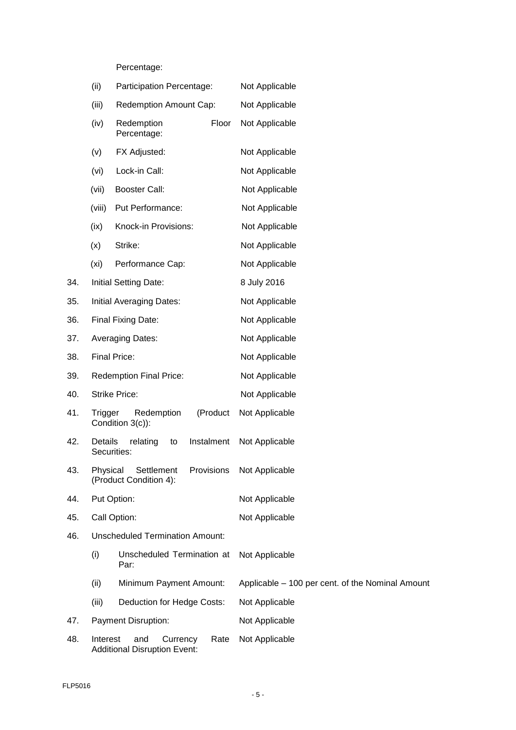| | | |
|---|---|---|
| | Percentage: | |
| | (ii) Participation Percentage: | Not Applicable |
| | (iii) Redemption Amount Cap: | Not Applicable |
| | (iv) Redemption Floor Percentage: | Not Applicable |
| | (v) FX Adjusted: | Not Applicable |
| | (vi) Lock-in Call: | Not Applicable |
| | (vii) Booster Call: | Not Applicable |
| | (viii) Put Performance: | Not Applicable |
| | (ix) Knock-in Provisions: | Not Applicable |
| | (x) Strike: | Not Applicable |
| | (xi) Performance Cap: | Not Applicable |
| 34. | Initial Setting Date: | 8 July 2016 |
| 35. | Initial Averaging Dates: | Not Applicable |
| 36. | Final Fixing Date: | Not Applicable |
| 37. | Averaging Dates: | Not Applicable |
| 38. | Final Price: | Not Applicable |
| 39. | Redemption Final Price: | Not Applicable |
| 40. | Strike Price: | Not Applicable |
| 41. | Trigger Redemption (Product Condition 3(c)): | Not Applicable |
| 42. | Details relating to Instalment Securities: | Not Applicable |
| 43. | Physical Settlement Provisions (Product Condition 4): | Not Applicable |
| 44. | Put Option: | Not Applicable |
| 45. | Call Option: | Not Applicable |
| 46. | Unscheduled Termination Amount: | |
| | (i) Unscheduled Termination at Par: | Not Applicable |
| | (ii) Minimum Payment Amount: | Applicable – 100 per cent. of the Nominal Amount |
| | (iii) Deduction for Hedge Costs: | Not Applicable |
| 47. | Payment Disruption: | Not Applicable |
| 48. | Interest and Currency Rate Additional Disruption Event: | Not Applicable |

FLP5016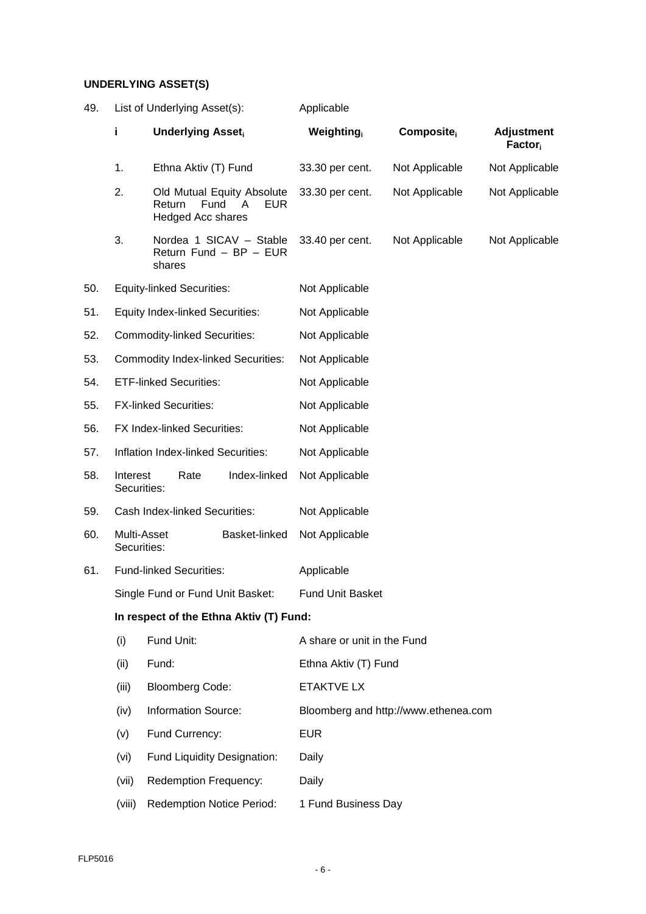**UNDERLYING ASSET(S)**

49. List of Underlying Asset(s): Applicable

| i | Underlying Asset$_i$ | Weighting$_i$ | Composite$_i$ | Adjustment Factor$_i$ |
|---|---|---|---|---|
| 1. | Ethna Aktiv (T) Fund | 33.30 per cent. | Not Applicable | Not Applicable |
| 2. | Old Mutual Equity Absolute Return Fund A EUR Hedged Acc shares | 33.30 per cent. | Not Applicable | Not Applicable |
| 3. | Nordea 1 SICAV – Stable Return Fund – BP – EUR shares | 33.40 per cent. | Not Applicable | Not Applicable |

50. Equity-linked Securities: Not Applicable

51. Equity Index-linked Securities: Not Applicable

52. Commodity-linked Securities: Not Applicable

53. Commodity Index-linked Securities: Not Applicable

54. ETF-linked Securities: Not Applicable

55. FX-linked Securities: Not Applicable

56. FX Index-linked Securities: Not Applicable

57. Inflation Index-linked Securities: Not Applicable

58. Interest Rate Index-linked Securities: Not Applicable

59. Cash Index-linked Securities: Not Applicable

60. Multi-Asset Basket-linked Securities: Not Applicable

61. Fund-linked Securities: Applicable

Single Fund or Fund Unit Basket: Fund Unit Basket

**In respect of the Ethna Aktiv (T) Fund:**

(i) Fund Unit: A share or unit in the Fund

(ii) Fund: Ethna Aktiv (T) Fund

(iii) Bloomberg Code: ETAKTVE LX

(iv) Information Source: Bloomberg and http://www.ethenea.com

(v) Fund Currency: EUR

(vi) Fund Liquidity Designation: Daily

(vii) Redemption Frequency: Daily

(viii) Redemption Notice Period: 1 Fund Business Day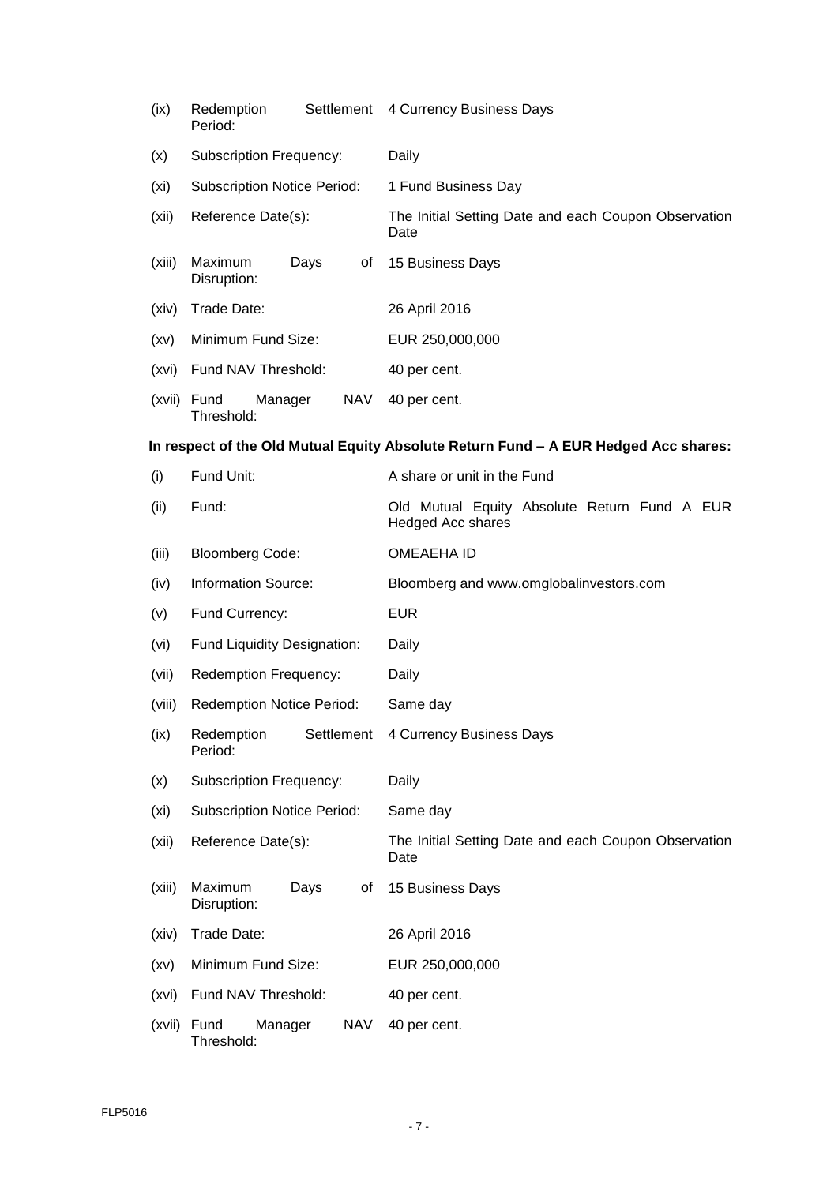| | | |
|---|---|---|
| (ix) | Redemption Settlement Period: | 4 Currency Business Days |
| (x) | Subscription Frequency: | Daily |
| (xi) | Subscription Notice Period: | 1 Fund Business Day |
| (xii) | Reference Date(s): | The Initial Setting Date and each Coupon Observation Date |
| (xiii) | Maximum Days of Disruption: | 15 Business Days |
| (xiv) | Trade Date: | 26 April 2016 |
| (xv) | Minimum Fund Size: | EUR 250,000,000 |
| (xvi) | Fund NAV Threshold: | 40 per cent. |
| (xvii) | Fund Manager NAV Threshold: | 40 per cent. |

**In respect of the Old Mutual Equity Absolute Return Fund – A EUR Hedged Acc shares:**

| | | |
|---|---|---|
| (i) | Fund Unit: | A share or unit in the Fund |
| (ii) | Fund: | Old Mutual Equity Absolute Return Fund A EUR Hedged Acc shares |
| (iii) | Bloomberg Code: | OMEAEHA ID |
| (iv) | Information Source: | Bloomberg and www.omglobalinvestors.com |
| (v) | Fund Currency: | EUR |
| (vi) | Fund Liquidity Designation: | Daily |
| (vii) | Redemption Frequency: | Daily |
| (viii) | Redemption Notice Period: | Same day |
| (ix) | Redemption Settlement Period: | 4 Currency Business Days |
| (x) | Subscription Frequency: | Daily |
| (xi) | Subscription Notice Period: | Same day |
| (xii) | Reference Date(s): | The Initial Setting Date and each Coupon Observation Date |
| (xiii) | Maximum Days of Disruption: | 15 Business Days |
| (xiv) | Trade Date: | 26 April 2016 |
| (xv) | Minimum Fund Size: | EUR 250,000,000 |
| (xvi) | Fund NAV Threshold: | 40 per cent. |
| (xvii) | Fund Manager NAV Threshold: | 40 per cent. |

FLP5016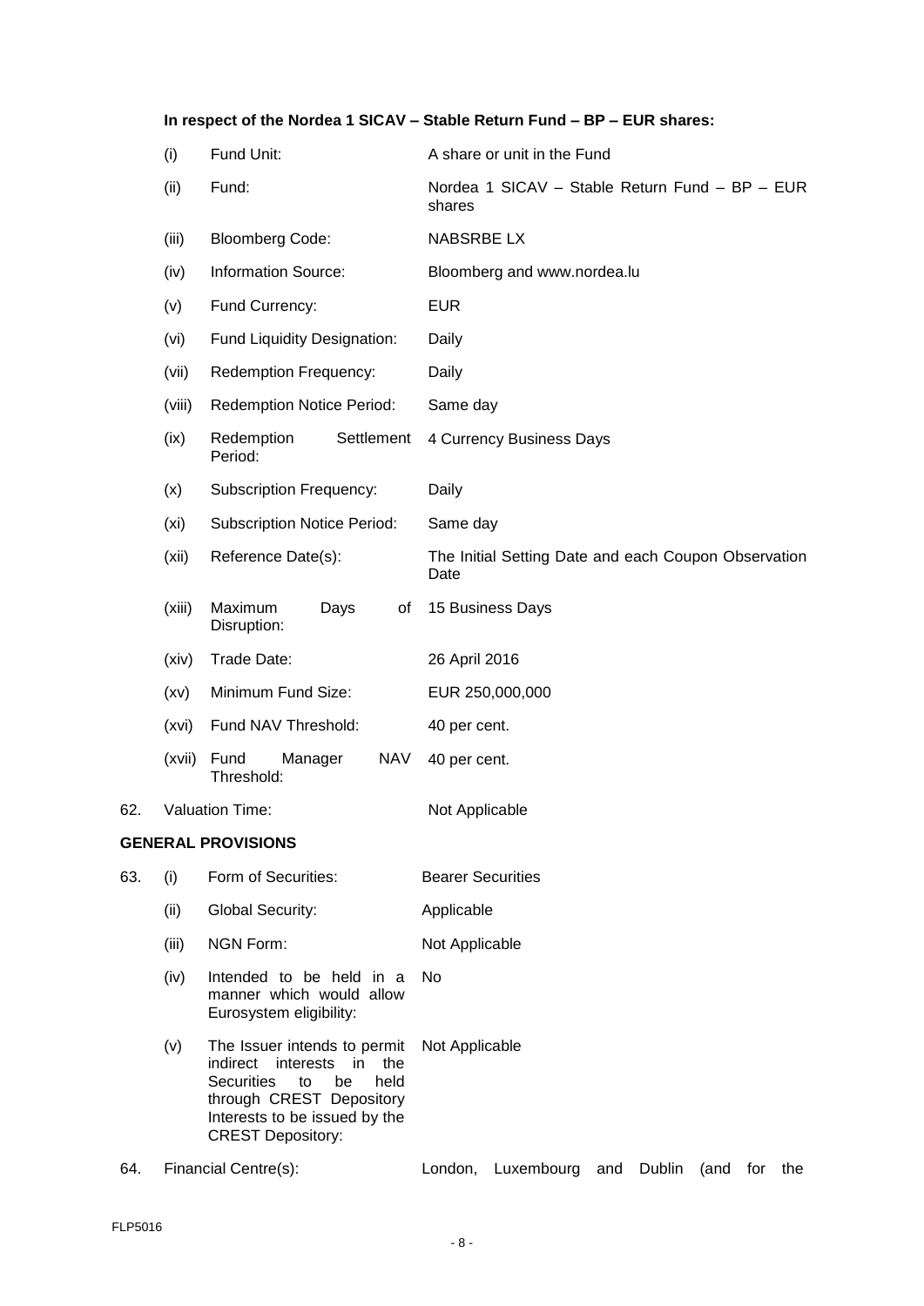**In respect of the Nordea 1 SICAV – Stable Return Fund – BP – EUR shares:**

| | | |
|---|---|---|
| (i) | Fund Unit: | A share or unit in the Fund |
| (ii) | Fund: | Nordea 1 SICAV – Stable Return Fund – BP – EUR shares |
| (iii) | Bloomberg Code: | NABSRBE LX |
| (iv) | Information Source: | Bloomberg and www.nordea.lu |
| (v) | Fund Currency: | EUR |
| (vi) | Fund Liquidity Designation: | Daily |
| (vii) | Redemption Frequency: | Daily |
| (viii) | Redemption Notice Period: | Same day |
| (ix) | Redemption Settlement Period: | 4 Currency Business Days |
| (x) | Subscription Frequency: | Daily |
| (xi) | Subscription Notice Period: | Same day |
| (xii) | Reference Date(s): | The Initial Setting Date and each Coupon Observation Date |
| (xiii) | Maximum Days of Disruption: | 15 Business Days |
| (xiv) | Trade Date: | 26 April 2016 |
| (xv) | Minimum Fund Size: | EUR 250,000,000 |
| (xvi) | Fund NAV Threshold: | 40 per cent. |
| (xvii) | Fund Manager NAV Threshold: | 40 per cent. |

62. Valuation Time: Not Applicable

**GENERAL PROVISIONS**

| | | | |
|---|---|---|---|
| 63. | (i) | Form of Securities: | Bearer Securities |
| | (ii) | Global Security: | Applicable |
| | (iii) | NGN Form: | Not Applicable |
| | (iv) | Intended to be held in a manner which would allow Eurosystem eligibility: | No |
| | (v) | The Issuer intends to permit indirect interests in the Securities to be held through CREST Depository Interests to be issued by the CREST Depository: | Not Applicable |

64. Financial Centre(s): London, Luxembourg and Dublin (and for the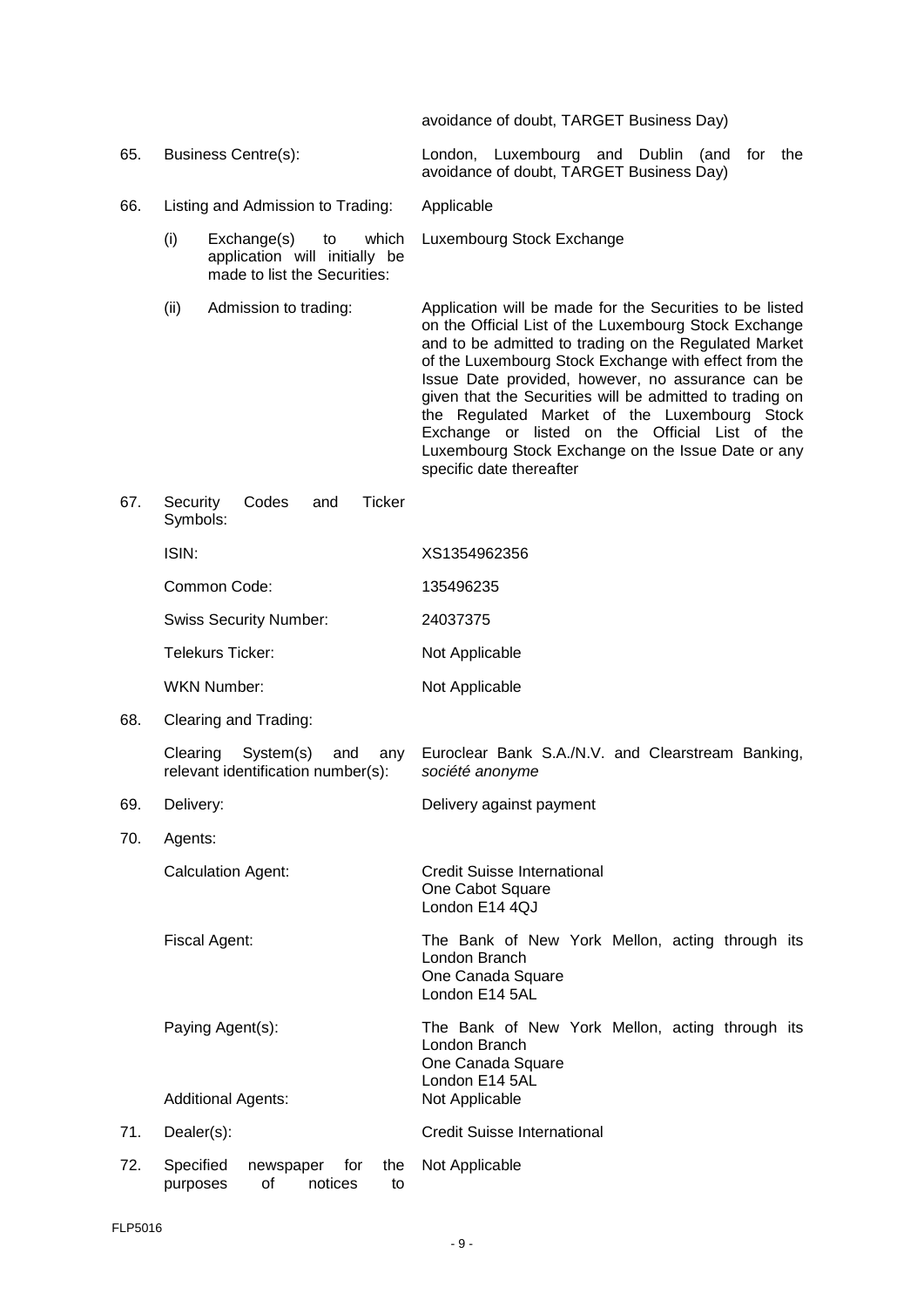avoidance of doubt, TARGET Business Day)

| | | |
|---|---|---|
| 65. | Business Centre(s): | London, Luxembourg and Dublin (and for the avoidance of doubt, TARGET Business Day) |
| 66. | Listing and Admission to Trading: | Applicable |
| | (i) Exchange(s) to which application will initially be made to list the Securities: | Luxembourg Stock Exchange |
| | (ii) Admission to trading: | Application will be made for the Securities to be listed on the Official List of the Luxembourg Stock Exchange and to be admitted to trading on the Regulated Market of the Luxembourg Stock Exchange with effect from the Issue Date provided, however, no assurance can be given that the Securities will be admitted to trading on the Regulated Market of the Luxembourg Stock Exchange or listed on the Official List of the Luxembourg Stock Exchange on the Issue Date or any specific date thereafter |
| 67. | Security Codes and Ticker Symbols: | |
| | ISIN: | XS1354962356 |
| | Common Code: | 135496235 |
| | Swiss Security Number: | 24037375 |
| | Telekurs Ticker: | Not Applicable |
| | WKN Number: | Not Applicable |
| 68. | Clearing and Trading: | |
| | Clearing System(s) and any relevant identification number(s): | Euroclear Bank S.A./N.V. and Clearstream Banking, *société anonyme* |
| 69. | Delivery: | Delivery against payment |
| 70. | Agents: | |
| | Calculation Agent: | Credit Suisse International<br>One Cabot Square<br>London E14 4QJ |
| | Fiscal Agent: | The Bank of New York Mellon, acting through its London Branch<br>One Canada Square<br>London E14 5AL |
| | Paying Agent(s): | The Bank of New York Mellon, acting through its London Branch<br>One Canada Square<br>London E14 5AL |
| | Additional Agents: | Not Applicable |
| 71. | Dealer(s): | Credit Suisse International |
| 72. | Specified newspaper for the purposes of notices to | Not Applicable |

FLP5016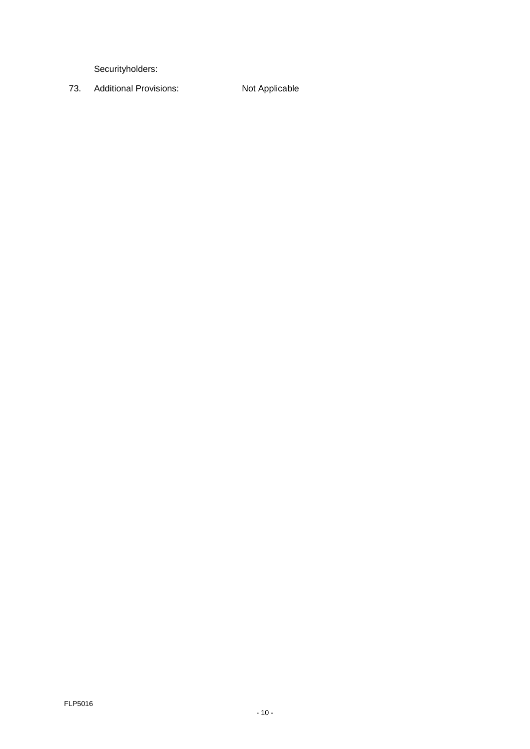Securityholders:

73. Additional Provisions: Not Applicable

FLP5016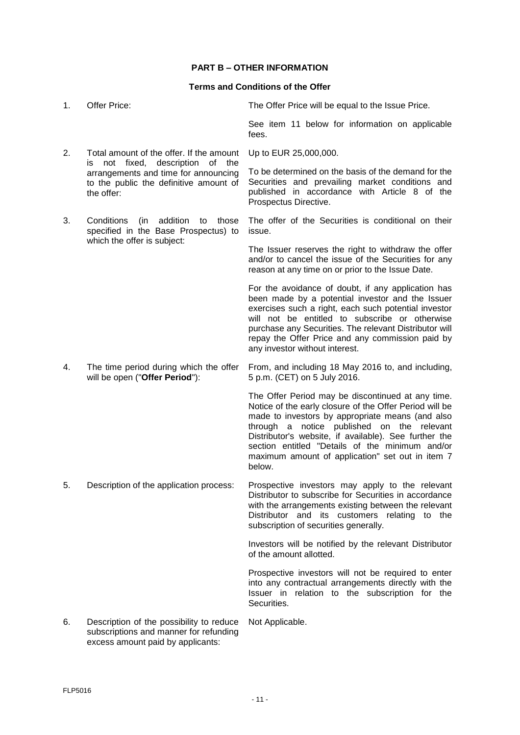## PART B – OTHER INFORMATION

### Terms and Conditions of the Offer

| | | |
|---|---|---|
| 1. | Offer Price: | The Offer Price will be equal to the Issue Price.<br><br>See item 11 below for information on applicable fees. |
| 2. | Total amount of the offer. If the amount is not fixed, description of the arrangements and time for announcing to the public the definitive amount of the offer: | Up to EUR 25,000,000.<br><br>To be determined on the basis of the demand for the Securities and prevailing market conditions and published in accordance with Article 8 of the Prospectus Directive. |
| 3. | Conditions (in addition to those specified in the Base Prospectus) to which the offer is subject: | The offer of the Securities is conditional on their issue.<br><br>The Issuer reserves the right to withdraw the offer and/or to cancel the issue of the Securities for any reason at any time on or prior to the Issue Date.<br><br>For the avoidance of doubt, if any application has been made by a potential investor and the Issuer exercises such a right, each such potential investor will not be entitled to subscribe or otherwise purchase any Securities. The relevant Distributor will repay the Offer Price and any commission paid by any investor without interest. |
| 4. | The time period during which the offer will be open ("**Offer Period**"): | From, and including 18 May 2016 to, and including, 5 p.m. (CET) on 5 July 2016.<br><br>The Offer Period may be discontinued at any time. Notice of the early closure of the Offer Period will be made to investors by appropriate means (and also through a notice published on the relevant Distributor's website, if available). See further the section entitled "Details of the minimum and/or maximum amount of application" set out in item 7 below. |
| 5. | Description of the application process: | Prospective investors may apply to the relevant Distributor to subscribe for Securities in accordance with the arrangements existing between the relevant Distributor and its customers relating to the subscription of securities generally.<br><br>Investors will be notified by the relevant Distributor of the amount allotted.<br><br>Prospective investors will not be required to enter into any contractual arrangements directly with the Issuer in relation to the subscription for the Securities. |
| 6. | Description of the possibility to reduce subscriptions and manner for refunding excess amount paid by applicants: | Not Applicable. |

FLP5016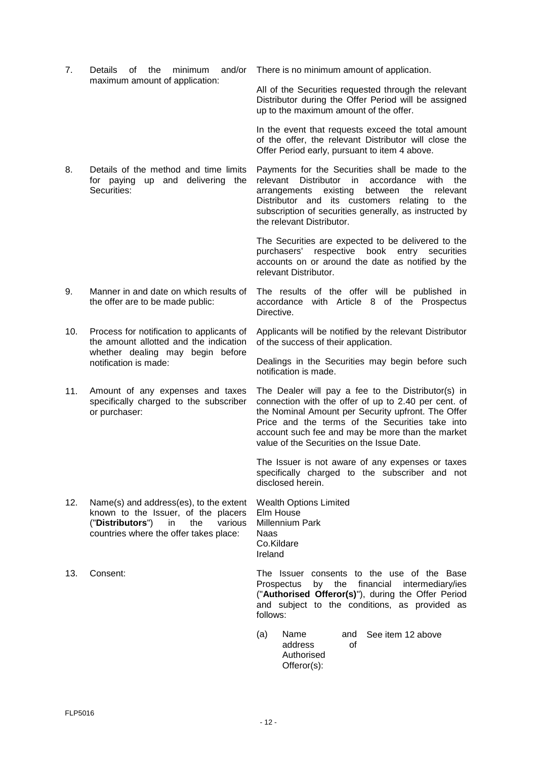| | | |
|---|---|---|
| 7. | Details of the minimum and/or maximum amount of application: | There is no minimum amount of application.<br><br>All of the Securities requested through the relevant Distributor during the Offer Period will be assigned up to the maximum amount of the offer.<br><br>In the event that requests exceed the total amount of the offer, the relevant Distributor will close the Offer Period early, pursuant to item 4 above. |
| 8. | Details of the method and time limits for paying up and delivering the Securities: | Payments for the Securities shall be made to the relevant Distributor in accordance with the arrangements existing between the relevant Distributor and its customers relating to the subscription of securities generally, as instructed by the relevant Distributor.<br><br>The Securities are expected to be delivered to the purchasers' respective book entry securities accounts on or around the date as notified by the relevant Distributor. |
| 9. | Manner in and date on which results of the offer are to be made public: | The results of the offer will be published in accordance with Article 8 of the Prospectus Directive. |
| 10. | Process for notification to applicants of the amount allotted and the indication whether dealing may begin before notification is made: | Applicants will be notified by the relevant Distributor of the success of their application.<br><br>Dealings in the Securities may begin before such notification is made. |
| 11. | Amount of any expenses and taxes specifically charged to the subscriber or purchaser: | The Dealer will pay a fee to the Distributor(s) in connection with the offer of up to 2.40 per cent. of the Nominal Amount per Security upfront. The Offer Price and the terms of the Securities take into account such fee and may be more than the market value of the Securities on the Issue Date.<br><br>The Issuer is not aware of any expenses or taxes specifically charged to the subscriber and not disclosed herein. |
| 12. | Name(s) and address(es), to the extent known to the Issuer, of the placers ("**Distributors**") in the various countries where the offer takes place: | Wealth Options Limited<br>Elm House<br>Millennium Park<br>Naas<br>Co.Kildare<br>Ireland |
| 13. | Consent: | The Issuer consents to the use of the Base Prospectus by the financial intermediary/ies ("**Authorised Offeror(s)**"), during the Offer Period and subject to the conditions, as provided as follows: |

| | | |
|---|---|---|
| (a) | Name and address of Authorised Offeror(s): | See item 12 above |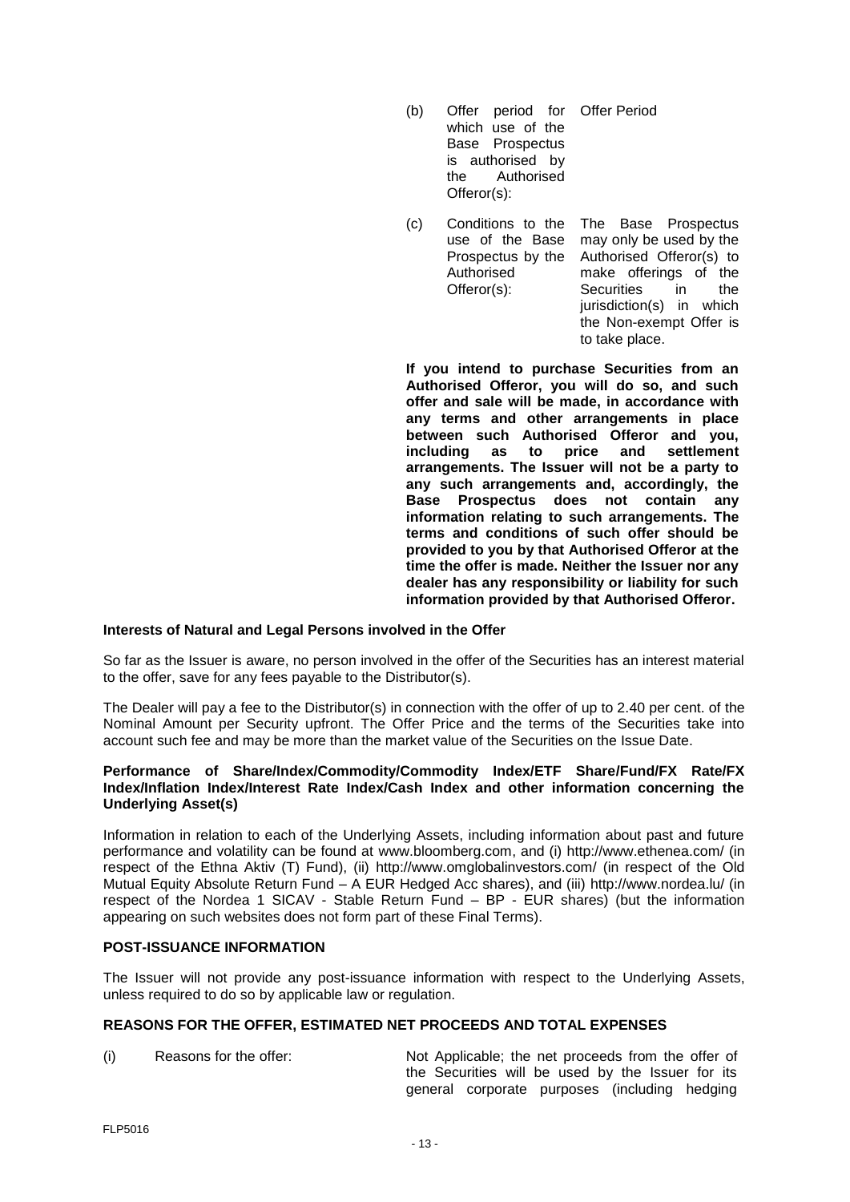| | | |
|---|---|---|
| (b) | Offer period for which use of the Base Prospectus is authorised by the Authorised Offeror(s): | Offer Period |
| (c) | Conditions to the use of the Base Prospectus by the Authorised Offeror(s): | The Base Prospectus may only be used by the Authorised Offeror(s) to make offerings of the Securities in the jurisdiction(s) in which the Non-exempt Offer is to take place. |

**If you intend to purchase Securities from an Authorised Offeror, you will do so, and such offer and sale will be made, in accordance with any terms and other arrangements in place between such Authorised Offeror and you, including as to price and settlement arrangements. The Issuer will not be a party to any such arrangements and, accordingly, the Base Prospectus does not contain any information relating to such arrangements. The terms and conditions of such offer should be provided to you by that Authorised Offeror at the time the offer is made. Neither the Issuer nor any dealer has any responsibility or liability for such information provided by that Authorised Offeror.**

**Interests of Natural and Legal Persons involved in the Offer**

So far as the Issuer is aware, no person involved in the offer of the Securities has an interest material to the offer, save for any fees payable to the Distributor(s).

The Dealer will pay a fee to the Distributor(s) in connection with the offer of up to 2.40 per cent. of the Nominal Amount per Security upfront. The Offer Price and the terms of the Securities take into account such fee and may be more than the market value of the Securities on the Issue Date.

**Performance of Share/Index/Commodity/Commodity Index/ETF Share/Fund/FX Rate/FX Index/Inflation Index/Interest Rate Index/Cash Index and other information concerning the Underlying Asset(s)**

Information in relation to each of the Underlying Assets, including information about past and future performance and volatility can be found at www.bloomberg.com, and (i) http://www.ethenea.com/ (in respect of the Ethna Aktiv (T) Fund), (ii) http://www.omglobalinvestors.com/ (in respect of the Old Mutual Equity Absolute Return Fund – A EUR Hedged Acc shares), and (iii) http://www.nordea.lu/ (in respect of the Nordea 1 SICAV - Stable Return Fund – BP - EUR shares) (but the information appearing on such websites does not form part of these Final Terms).

**POST-ISSUANCE INFORMATION**

The Issuer will not provide any post-issuance information with respect to the Underlying Assets, unless required to do so by applicable law or regulation.

**REASONS FOR THE OFFER, ESTIMATED NET PROCEEDS AND TOTAL EXPENSES**

| | | |
|---|---|---|
| (i) | Reasons for the offer: | Not Applicable; the net proceeds from the offer of the Securities will be used by the Issuer for its general corporate purposes (including hedging |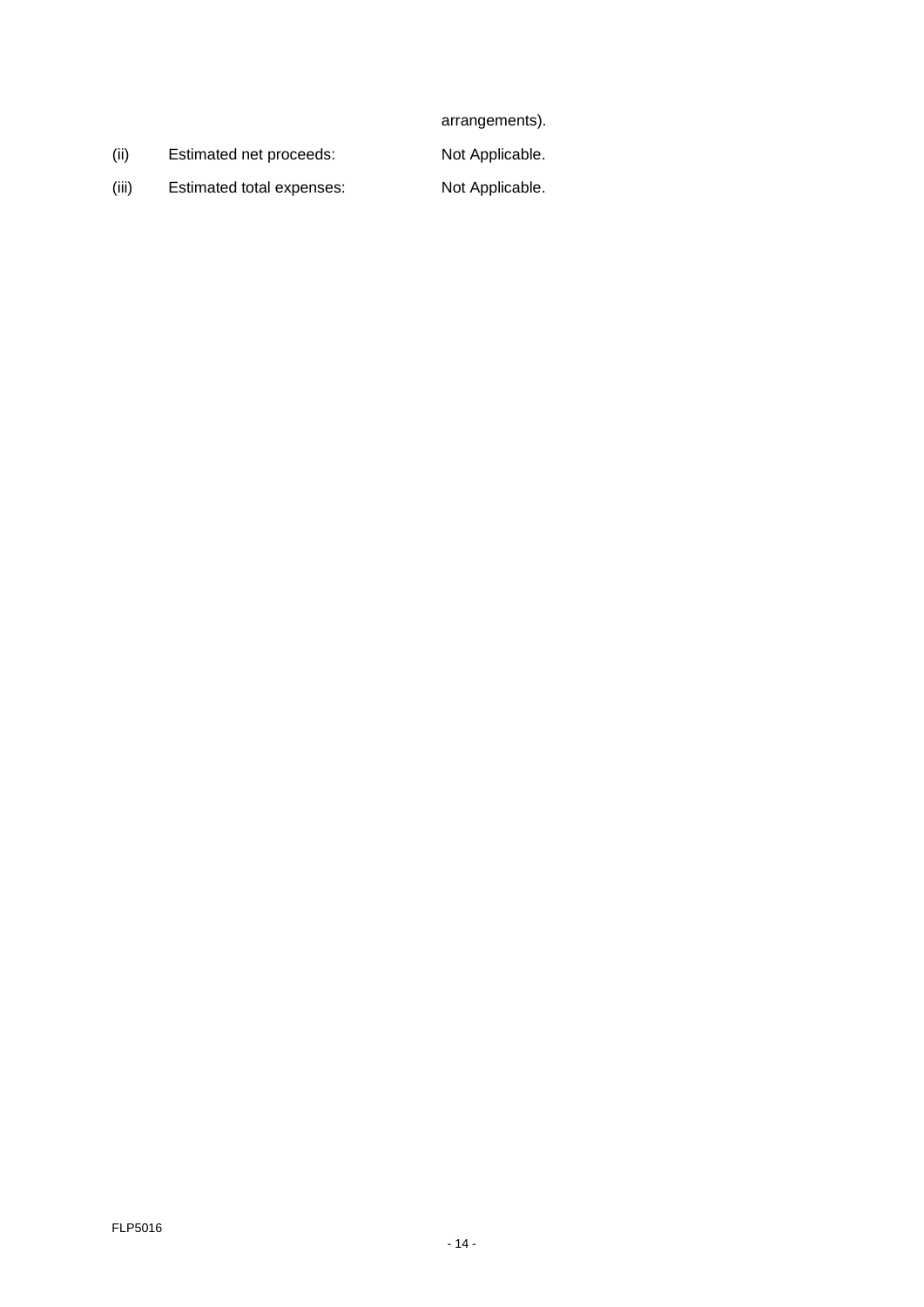|  |  | arrangements). |
| --- | --- | --- |
| (ii) | Estimated net proceeds: | Not Applicable. |
| (iii) | Estimated total expenses: | Not Applicable. |

FLP5016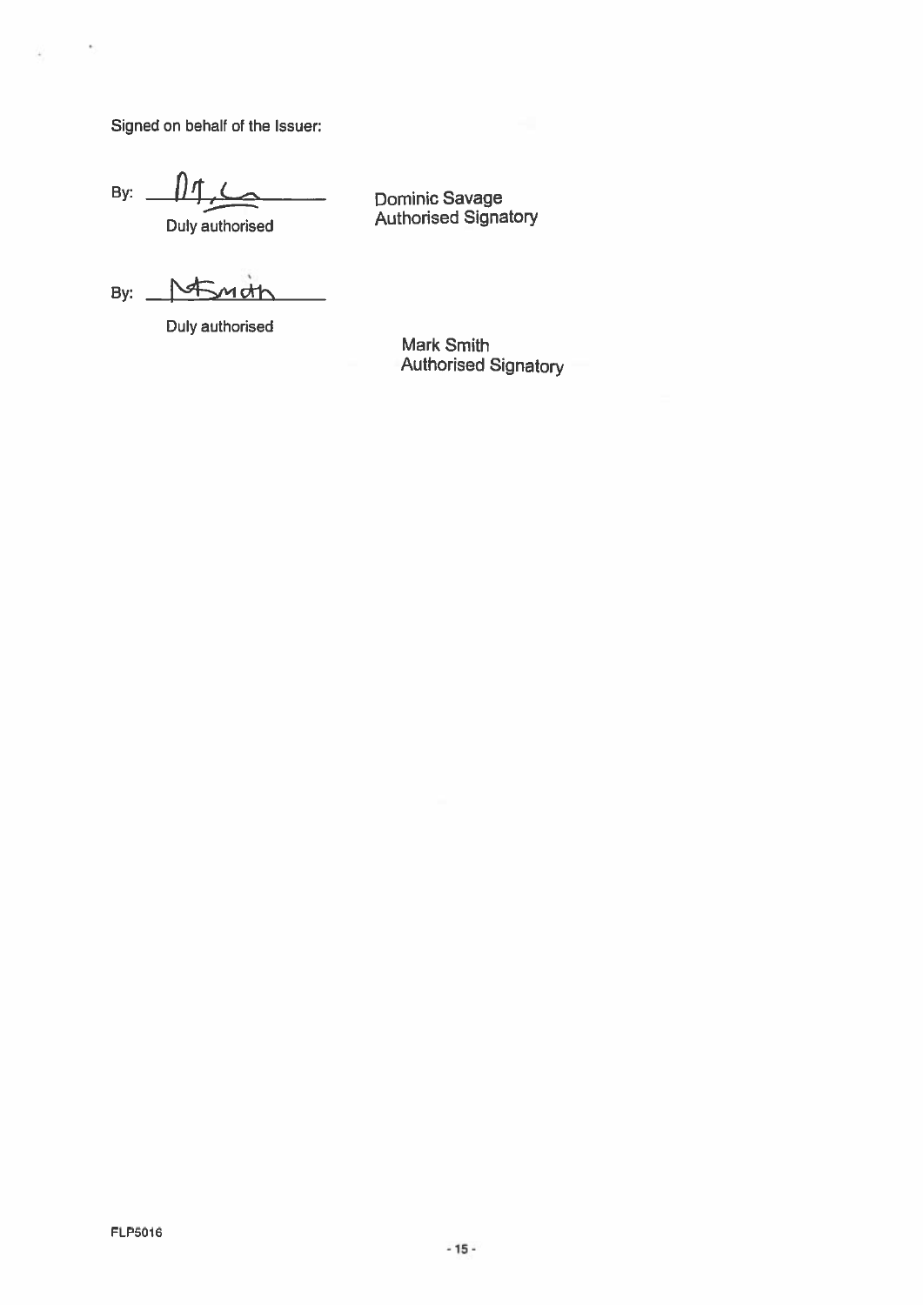Signed on behalf of the Issuer:

By: ____________________  
Duly authorised

Dominic Savage  
Authorised Signatory

By: ____________________  
Duly authorised

Mark Smith  
Authorised Signatory

FLP5016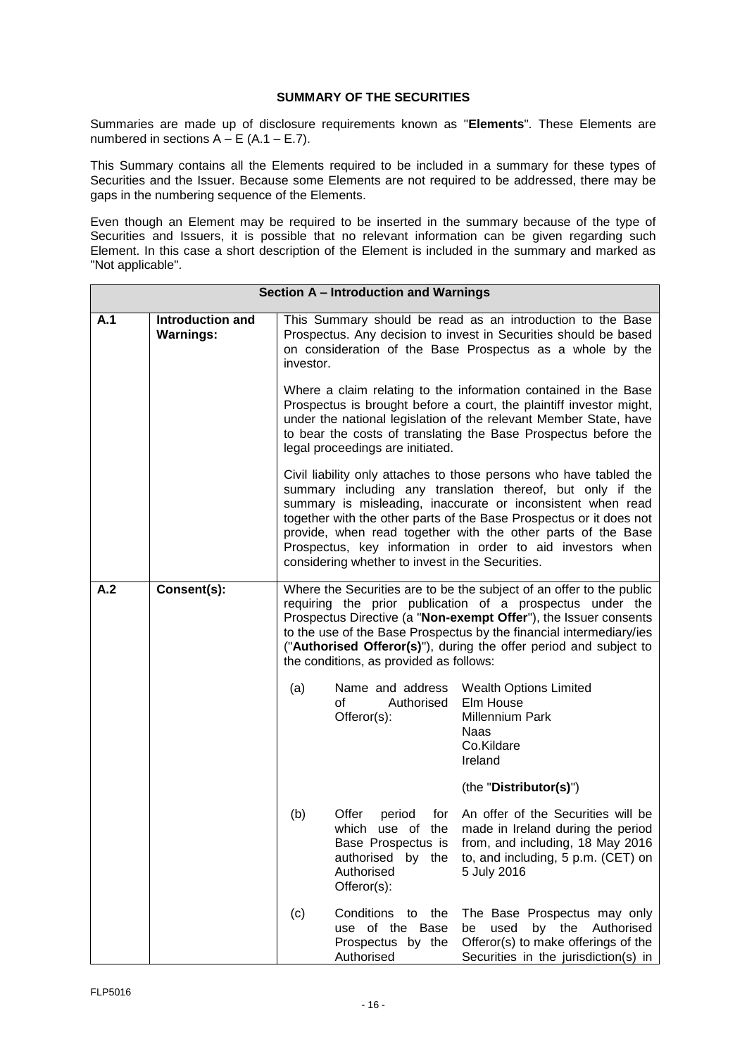# SUMMARY OF THE SECURITIES

Summaries are made up of disclosure requirements known as "**Elements**". These Elements are numbered in sections A – E (A.1 – E.7).

This Summary contains all the Elements required to be included in a summary for these types of Securities and the Issuer. Because some Elements are not required to be addressed, there may be gaps in the numbering sequence of the Elements.

Even though an Element may be required to be inserted in the summary because of the type of Securities and Issuers, it is possible that no relevant information can be given regarding such Element. In this case a short description of the Element is included in the summary and marked as "Not applicable".

| **Section A – Introduction and Warnings** | | |
|---|---|---|
| **A.1** | **Introduction and Warnings:** | This Summary should be read as an introduction to the Base Prospectus. Any decision to invest in Securities should be based on consideration of the Base Prospectus as a whole by the investor.<br><br>Where a claim relating to the information contained in the Base Prospectus is brought before a court, the plaintiff investor might, under the national legislation of the relevant Member State, have to bear the costs of translating the Base Prospectus before the legal proceedings are initiated.<br><br>Civil liability only attaches to those persons who have tabled the summary including any translation thereof, but only if the summary is misleading, inaccurate or inconsistent when read together with the other parts of the Base Prospectus or it does not provide, when read together with the other parts of the Base Prospectus, key information in order to aid investors when considering whether to invest in the Securities. |
| **A.2** | **Consent(s):** | Where the Securities are to be the subject of an offer to the public requiring the prior publication of a prospectus under the Prospectus Directive (a "**Non-exempt Offer**"), the Issuer consents to the use of the Base Prospectus by the financial intermediary/ies ("**Authorised Offeror(s)**"), during the offer period and subject to the conditions, as provided as follows:<br><br>(a) Name and address of Authorised Offeror(s): Wealth Options Limited, Elm House, Millennium Park, Naas, Co.Kildare, Ireland (the "**Distributor(s)**")<br><br>(b) Offer period for which use of the Base Prospectus is authorised by the Authorised Offeror(s): An offer of the Securities will be made in Ireland during the period from, and including, 18 May 2016 to, and including, 5 p.m. (CET) on 5 July 2016<br><br>(c) Conditions to the use of the Base Prospectus by the Authorised: The Base Prospectus may only be used by the Authorised Offeror(s) to make offerings of the Securities in the jurisdiction(s) in |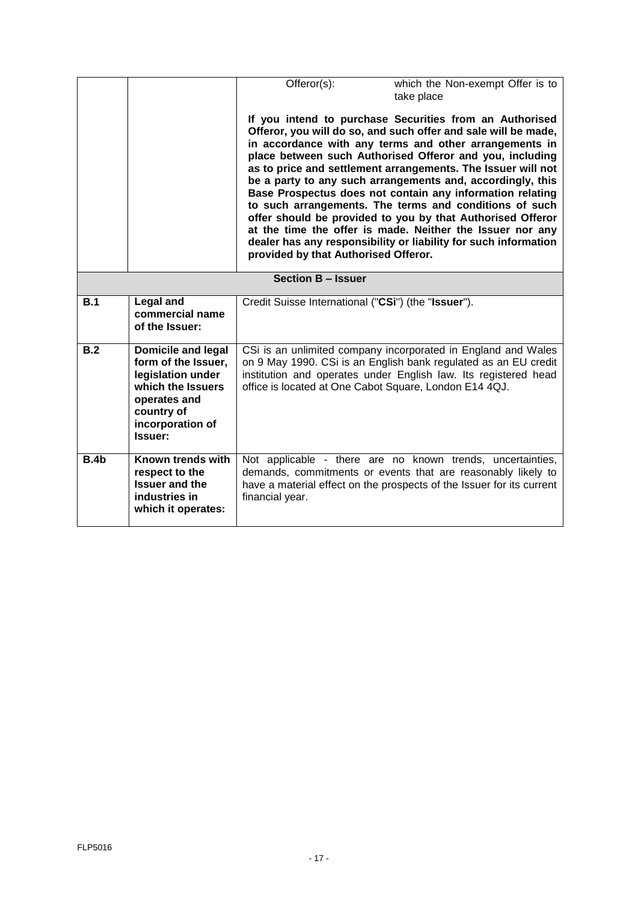|  |  |  |
|---|---|---|
|  |  | Offeror(s): which the Non-exempt Offer is to take place<br><br>**If you intend to purchase Securities from an Authorised Offeror, you will do so, and such offer and sale will be made, in accordance with any terms and other arrangements in place between such Authorised Offeror and you, including as to price and settlement arrangements. The Issuer will not be a party to any such arrangements and, accordingly, this Base Prospectus does not contain any information relating to such arrangements. The terms and conditions of such offer should be provided to you by that Authorised Offeror at the time the offer is made. Neither the Issuer nor any dealer has any responsibility or liability for such information provided by that Authorised Offeror.** |
| **Section B – Issuer** | | |
| **B.1** | **Legal and commercial name of the Issuer:** | Credit Suisse International ("**CSi**") (the "**Issuer**"). |
| **B.2** | **Domicile and legal form of the Issuer, legislation under which the Issuers operates and country of incorporation of Issuer:** | CSi is an unlimited company incorporated in England and Wales on 9 May 1990. CSi is an English bank regulated as an EU credit institution and operates under English law. Its registered head office is located at One Cabot Square, London E14 4QJ. |
| **B.4b** | **Known trends with respect to the Issuer and the industries in which it operates:** | Not applicable - there are no known trends, uncertainties, demands, commitments or events that are reasonably likely to have a material effect on the prospects of the Issuer for its current financial year. |

FLP5016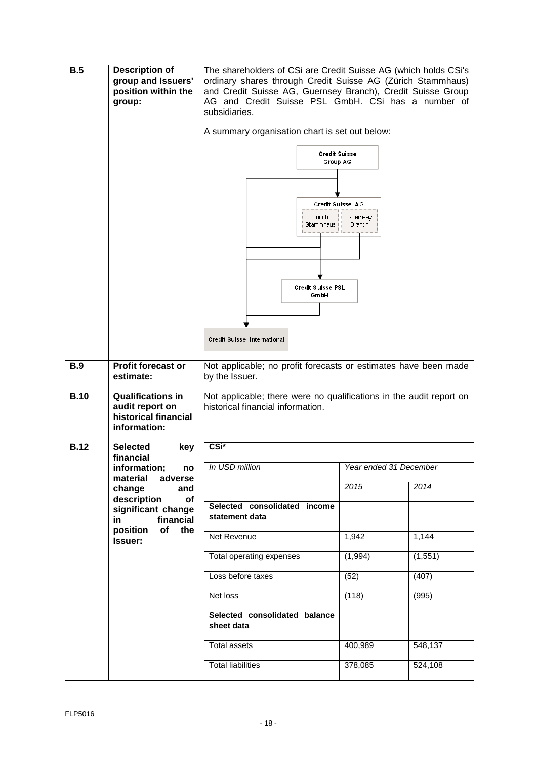| | | |
|---|---|---|
| **B.5** | **Description of group and Issuers' position within the group:** | The shareholders of CSi are Credit Suisse AG (which holds CSi's ordinary shares through Credit Suisse AG (Zürich Stammhaus) and Credit Suisse AG, Guernsey Branch), Credit Suisse Group AG and Credit Suisse PSL GmbH. CSi has a number of subsidiaries.<br><br>A summary organisation chart is set out below:<br><br>Credit Suisse Group AG<br>Credit Suisse AG (Zurich Stammhaus; Guernsey Branch)<br>Credit Suisse PSL GmbH<br>Credit Suisse International |
| **B.9** | **Profit forecast or estimate:** | Not applicable; no profit forecasts or estimates have been made by the Issuer. |
| **B.10** | **Qualifications in audit report on historical financial information:** | Not applicable; there were no qualifications in the audit report on historical financial information. |
| **B.12** | **Selected key financial information; no material adverse change and description of significant change in financial position of the Issuer:** | **CSi*** |

| *In USD million* | *Year ended 31 December* | |
|---|---|---|
| | *2015* | *2014* |
| **Selected consolidated income statement data** | | |
| Net Revenue | 1,942 | 1,144 |
| Total operating expenses | (1,994) | (1,551) |
| Loss before taxes | (52) | (407) |
| Net loss | (118) | (995) |
| **Selected consolidated balance sheet data** | | |
| Total assets | 400,989 | 548,137 |
| Total liabilities | 378,085 | 524,108 |

FLP5016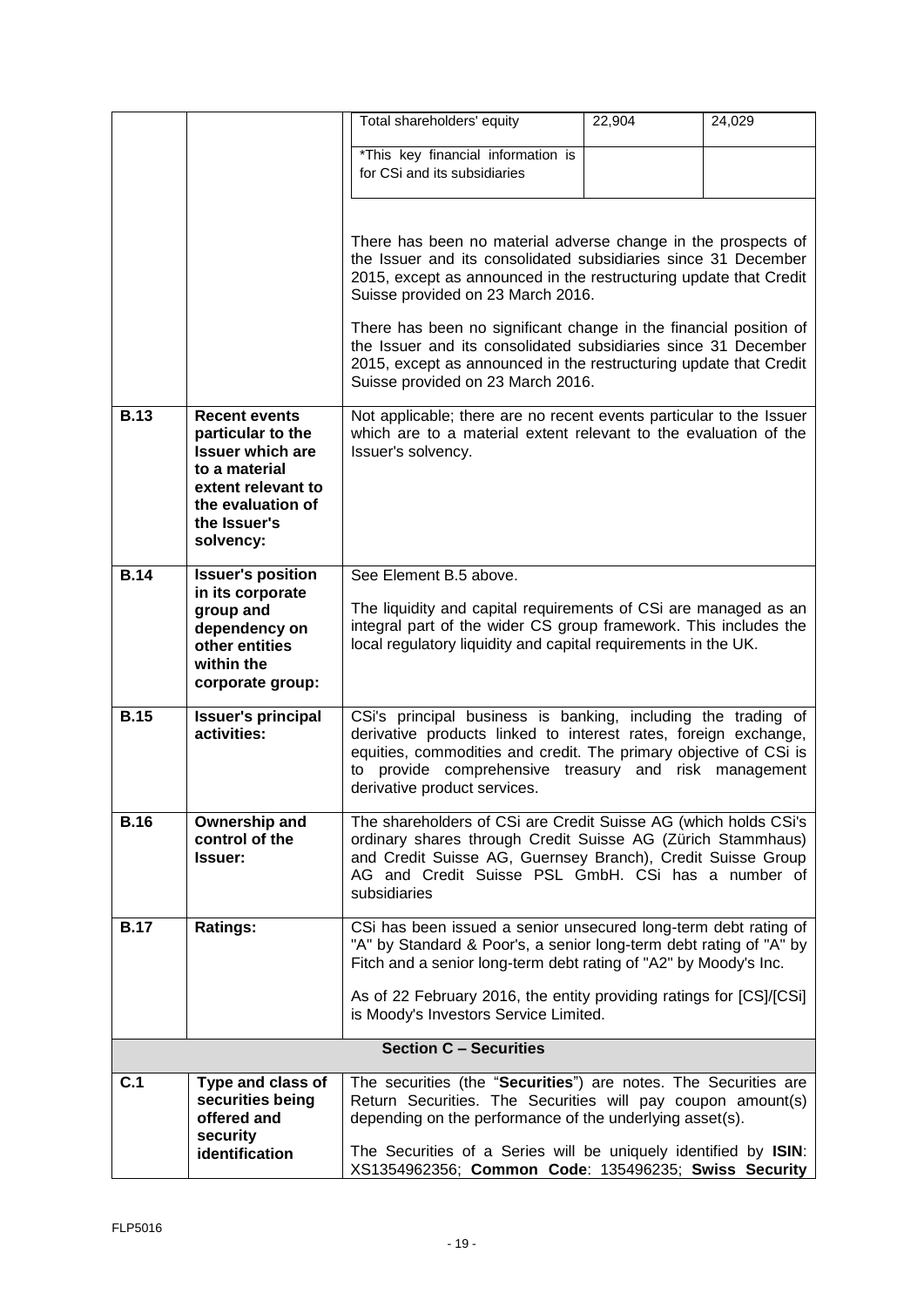| | | | | |
|---|---|---|---|---|
| | | Total shareholders' equity | 22,904 | 24,029 |
| | | *This key financial information is for CSi and its subsidiaries | | |
| | | There has been no material adverse change in the prospects of the Issuer and its consolidated subsidiaries since 31 December 2015, except as announced in the restructuring update that Credit Suisse provided on 23 March 2016.<br><br>There has been no significant change in the financial position of the Issuer and its consolidated subsidiaries since 31 December 2015, except as announced in the restructuring update that Credit Suisse provided on 23 March 2016. | | |
| **B.13** | **Recent events particular to the Issuer which are to a material extent relevant to the evaluation of the Issuer's solvency:** | Not applicable; there are no recent events particular to the Issuer which are to a material extent relevant to the evaluation of the Issuer's solvency. | | |
| **B.14** | **Issuer's position in its corporate group and dependency on other entities within the corporate group:** | See Element B.5 above.<br><br>The liquidity and capital requirements of CSi are managed as an integral part of the wider CS group framework. This includes the local regulatory liquidity and capital requirements in the UK. | | |
| **B.15** | **Issuer's principal activities:** | CSi's principal business is banking, including the trading of derivative products linked to interest rates, foreign exchange, equities, commodities and credit. The primary objective of CSi is to provide comprehensive treasury and risk management derivative product services. | | |
| **B.16** | **Ownership and control of the Issuer:** | The shareholders of CSi are Credit Suisse AG (which holds CSi's ordinary shares through Credit Suisse AG (Zürich Stammhaus) and Credit Suisse AG, Guernsey Branch), Credit Suisse Group AG and Credit Suisse PSL GmbH. CSi has a number of subsidiaries | | |
| **B.17** | **Ratings:** | CSi has been issued a senior unsecured long-term debt rating of "A" by Standard & Poor's, a senior long-term debt rating of "A" by Fitch and a senior long-term debt rating of "A2" by Moody's Inc.<br><br>As of 22 February 2016, the entity providing ratings for [CS]/[CSi] is Moody's Investors Service Limited. | | |
| | | **Section C – Securities** | | |
| **C.1** | **Type and class of securities being offered and security identification** | The securities (the "**Securities**") are notes. The Securities are Return Securities. The Securities will pay coupon amount(s) depending on the performance of the underlying asset(s).<br><br>The Securities of a Series will be uniquely identified by **ISIN**: XS1354962356; **Common Code**: 135496235; **Swiss Security** | | |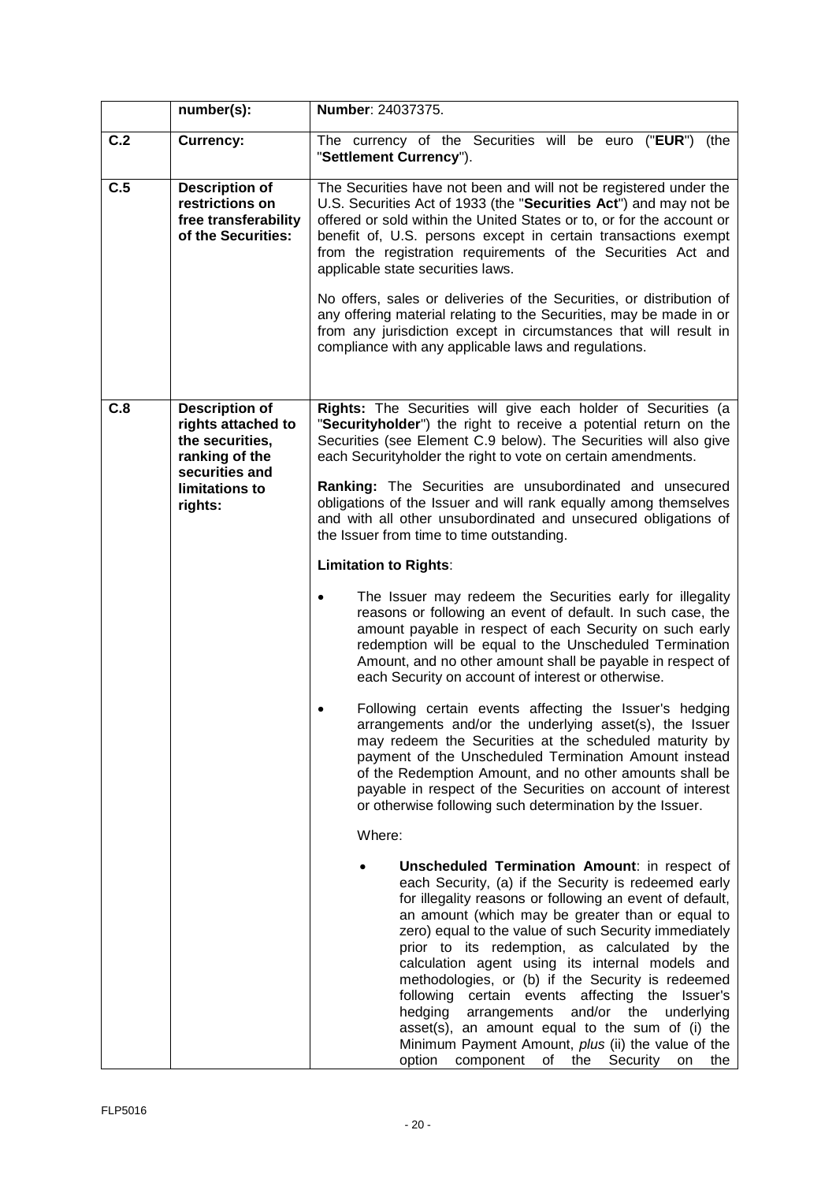| | number(s): | **Number**: 24037375. |
|---|---|---|
| **C.2** | **Currency:** | The currency of the Securities will be euro ("**EUR**") (the "**Settlement Currency**"). |
| **C.5** | **Description of restrictions on free transferability of the Securities:** | The Securities have not been and will not be registered under the U.S. Securities Act of 1933 (the "**Securities Act**") and may not be offered or sold within the United States or to, or for the account or benefit of, U.S. persons except in certain transactions exempt from the registration requirements of the Securities Act and applicable state securities laws.<br><br>No offers, sales or deliveries of the Securities, or distribution of any offering material relating to the Securities, may be made in or from any jurisdiction except in circumstances that will result in compliance with any applicable laws and regulations. |
| **C.8** | **Description of rights attached to the securities, ranking of the securities and limitations to rights:** | **Rights:** The Securities will give each holder of Securities (a "**Securityholder**") the right to receive a potential return on the Securities (see Element C.9 below). The Securities will also give each Securityholder the right to vote on certain amendments.<br><br>**Ranking:** The Securities are unsubordinated and unsecured obligations of the Issuer and will rank equally among themselves and with all other unsubordinated and unsecured obligations of the Issuer from time to time outstanding.<br><br>**Limitation to Rights**:<br><br>• The Issuer may redeem the Securities early for illegality reasons or following an event of default. In such case, the amount payable in respect of each Security on such early redemption will be equal to the Unscheduled Termination Amount, and no other amount shall be payable in respect of each Security on account of interest or otherwise.<br><br>• Following certain events affecting the Issuer's hedging arrangements and/or the underlying asset(s), the Issuer may redeem the Securities at the scheduled maturity by payment of the Unscheduled Termination Amount instead of the Redemption Amount, and no other amounts shall be payable in respect of the Securities on account of interest or otherwise following such determination by the Issuer.<br><br>Where:<br><br>• **Unscheduled Termination Amount**: in respect of each Security, (a) if the Security is redeemed early for illegality reasons or following an event of default, an amount (which may be greater than or equal to zero) equal to the value of such Security immediately prior to its redemption, as calculated by the calculation agent using its internal models and methodologies, or (b) if the Security is redeemed following certain events affecting the Issuer's hedging arrangements and/or the underlying asset(s), an amount equal to the sum of (i) the Minimum Payment Amount, *plus* (ii) the value of the option component of the Security on the |

FLP5016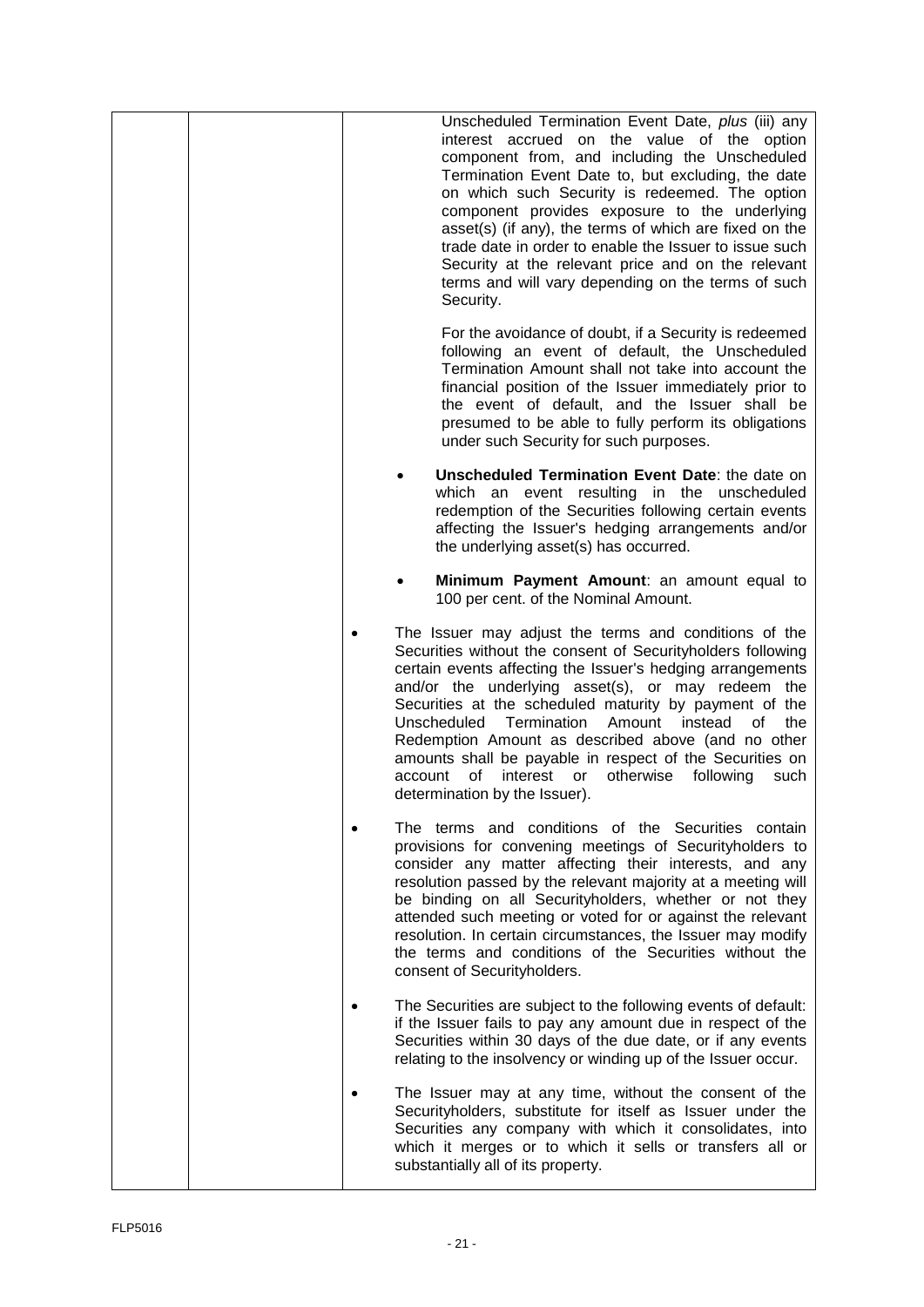Unscheduled Termination Event Date, *plus* (iii) any interest accrued on the value of the option component from, and including the Unscheduled Termination Event Date to, but excluding, the date on which such Security is redeemed. The option component provides exposure to the underlying asset(s) (if any), the terms of which are fixed on the trade date in order to enable the Issuer to issue such Security at the relevant price and on the relevant terms and will vary depending on the terms of such Security.

For the avoidance of doubt, if a Security is redeemed following an event of default, the Unscheduled Termination Amount shall not take into account the financial position of the Issuer immediately prior to the event of default, and the Issuer shall be presumed to be able to fully perform its obligations under such Security for such purposes.

- **Unscheduled Termination Event Date**: the date on which an event resulting in the unscheduled redemption of the Securities following certain events affecting the Issuer's hedging arrangements and/or the underlying asset(s) has occurred.
- **Minimum Payment Amount**: an amount equal to 100 per cent. of the Nominal Amount.

- The Issuer may adjust the terms and conditions of the Securities without the consent of Securityholders following certain events affecting the Issuer's hedging arrangements and/or the underlying asset(s), or may redeem the Securities at the scheduled maturity by payment of the Unscheduled Termination Amount instead of the Redemption Amount as described above (and no other amounts shall be payable in respect of the Securities on account of interest or otherwise following such determination by the Issuer).
- The terms and conditions of the Securities contain provisions for convening meetings of Securityholders to consider any matter affecting their interests, and any resolution passed by the relevant majority at a meeting will be binding on all Securityholders, whether or not they attended such meeting or voted for or against the relevant resolution. In certain circumstances, the Issuer may modify the terms and conditions of the Securities without the consent of Securityholders.
- The Securities are subject to the following events of default: if the Issuer fails to pay any amount due in respect of the Securities within 30 days of the due date, or if any events relating to the insolvency or winding up of the Issuer occur.
- The Issuer may at any time, without the consent of the Securityholders, substitute for itself as Issuer under the Securities any company with which it consolidates, into which it merges or to which it sells or transfers all or substantially all of its property.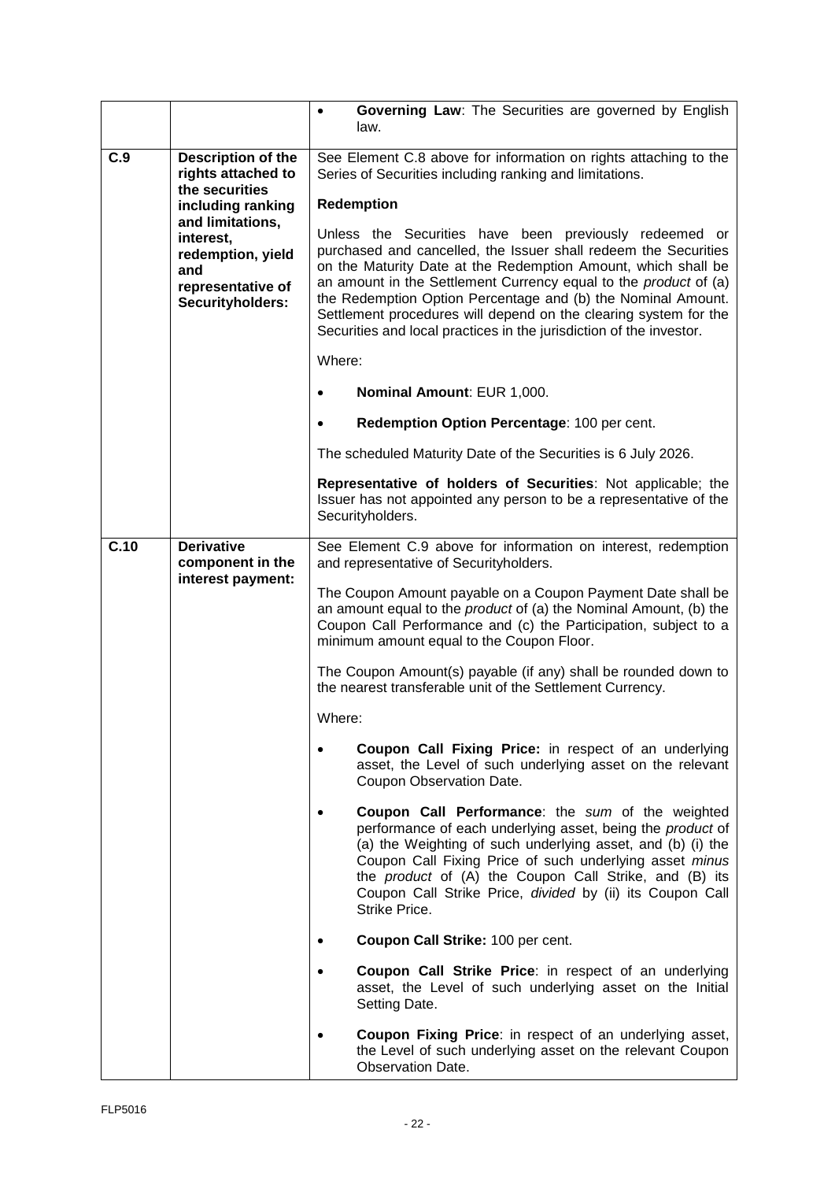| | | |
|---|---|---|
| | | • **Governing Law**: The Securities are governed by English law. |
| **C.9** | **Description of the rights attached to the securities including ranking and limitations, interest, redemption, yield and representative of Securityholders:** | See Element C.8 above for information on rights attaching to the Series of Securities including ranking and limitations.<br><br>**Redemption**<br><br>Unless the Securities have been previously redeemed or purchased and cancelled, the Issuer shall redeem the Securities on the Maturity Date at the Redemption Amount, which shall be an amount in the Settlement Currency equal to the *product* of (a) the Redemption Option Percentage and (b) the Nominal Amount. Settlement procedures will depend on the clearing system for the Securities and local practices in the jurisdiction of the investor.<br><br>Where:<br><br>• **Nominal Amount**: EUR 1,000.<br><br>• **Redemption Option Percentage**: 100 per cent.<br><br>The scheduled Maturity Date of the Securities is 6 July 2026.<br><br>**Representative of holders of Securities**: Not applicable; the Issuer has not appointed any person to be a representative of the Securityholders. |
| **C.10** | **Derivative component in the interest payment:** | See Element C.9 above for information on interest, redemption and representative of Securityholders.<br><br>The Coupon Amount payable on a Coupon Payment Date shall be an amount equal to the *product* of (a) the Nominal Amount, (b) the Coupon Call Performance and (c) the Participation, subject to a minimum amount equal to the Coupon Floor.<br><br>The Coupon Amount(s) payable (if any) shall be rounded down to the nearest transferable unit of the Settlement Currency.<br><br>Where:<br><br>• **Coupon Call Fixing Price:** in respect of an underlying asset, the Level of such underlying asset on the relevant Coupon Observation Date.<br><br>• **Coupon Call Performance**: the *sum* of the weighted performance of each underlying asset, being the *product* of (a) the Weighting of such underlying asset, and (b) (i) the Coupon Call Fixing Price of such underlying asset *minus* the *product* of (A) the Coupon Call Strike, and (B) its Coupon Call Strike Price, *divided* by (ii) its Coupon Call Strike Price.<br><br>• **Coupon Call Strike:** 100 per cent.<br><br>• **Coupon Call Strike Price**: in respect of an underlying asset, the Level of such underlying asset on the Initial Setting Date.<br><br>• **Coupon Fixing Price**: in respect of an underlying asset, the Level of such underlying asset on the relevant Coupon Observation Date. |

FLP5016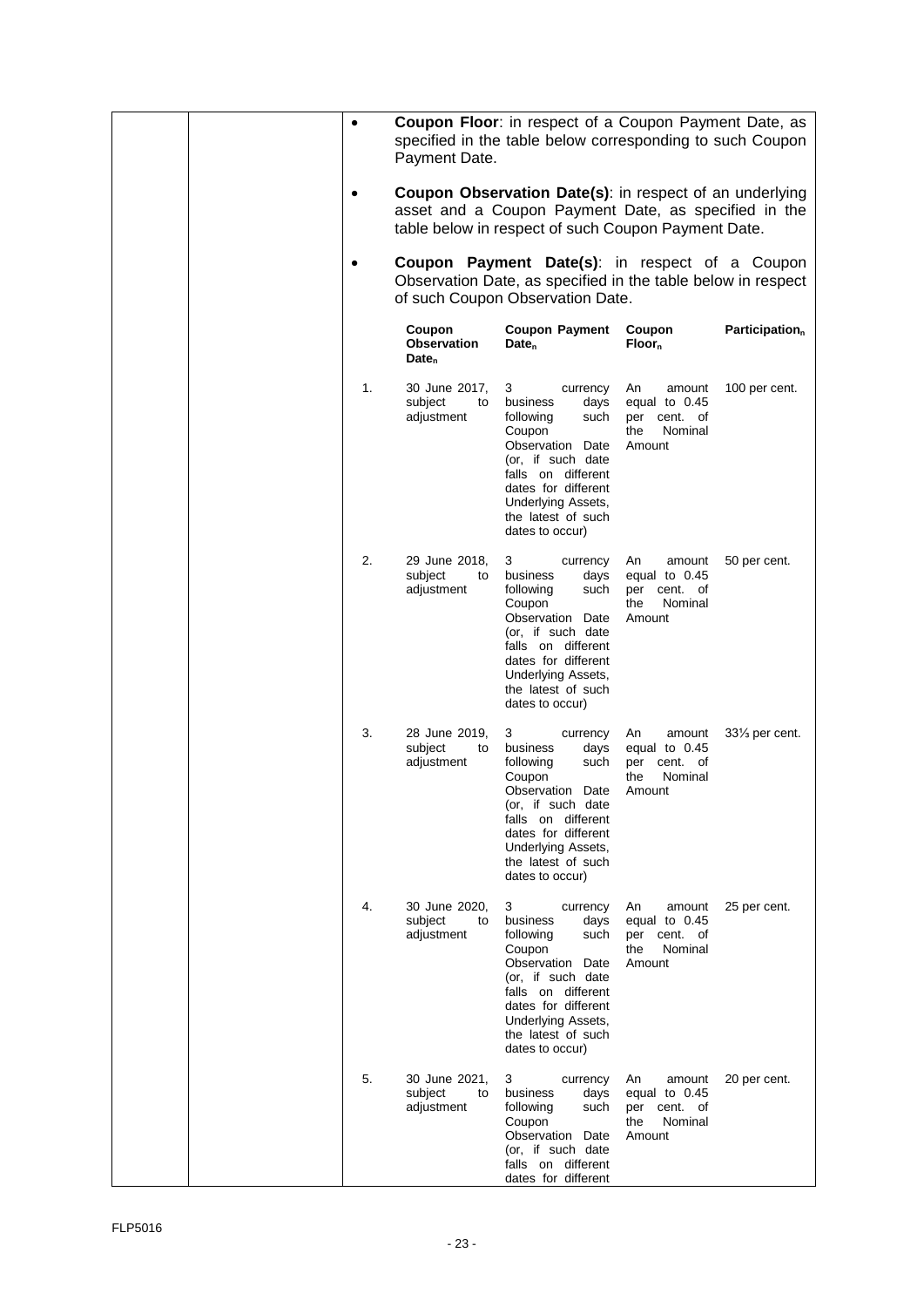- **Coupon Floor**: in respect of a Coupon Payment Date, as specified in the table below corresponding to such Coupon Payment Date.

- **Coupon Observation Date(s)**: in respect of an underlying asset and a Coupon Payment Date, as specified in the table below in respect of such Coupon Payment Date.

- **Coupon Payment Date(s)**: in respect of a Coupon Observation Date, as specified in the table below in respect of such Coupon Observation Date.

| | Coupon Observation $Date_n$ | Coupon Payment $Date_n$ | Coupon $Floor_n$ | $Participation_n$ |
|---|---|---|---|---|
| 1. | 30 June 2017, subject to adjustment | 3 currency business days following such Coupon Observation Date (or, if such date falls on different dates for different Underlying Assets, the latest of such dates to occur) | An amount equal to 0.45 per cent. of the Nominal Amount | 100 per cent. |
| 2. | 29 June 2018, subject to adjustment | 3 currency business days following such Coupon Observation Date (or, if such date falls on different dates for different Underlying Assets, the latest of such dates to occur) | An amount equal to 0.45 per cent. of the Nominal Amount | 50 per cent. |
| 3. | 28 June 2019, subject to adjustment | 3 currency business days following such Coupon Observation Date (or, if such date falls on different dates for different Underlying Assets, the latest of such dates to occur) | An amount equal to 0.45 per cent. of the Nominal Amount | 33⅓ per cent. |
| 4. | 30 June 2020, subject to adjustment | 3 currency business days following such Coupon Observation Date (or, if such date falls on different dates for different Underlying Assets, the latest of such dates to occur) | An amount equal to 0.45 per cent. of the Nominal Amount | 25 per cent. |
| 5. | 30 June 2021, subject to adjustment | 3 currency business days following such Coupon Observation Date (or, if such date falls on different dates for different | An amount equal to 0.45 per cent. of the Nominal Amount | 20 per cent. |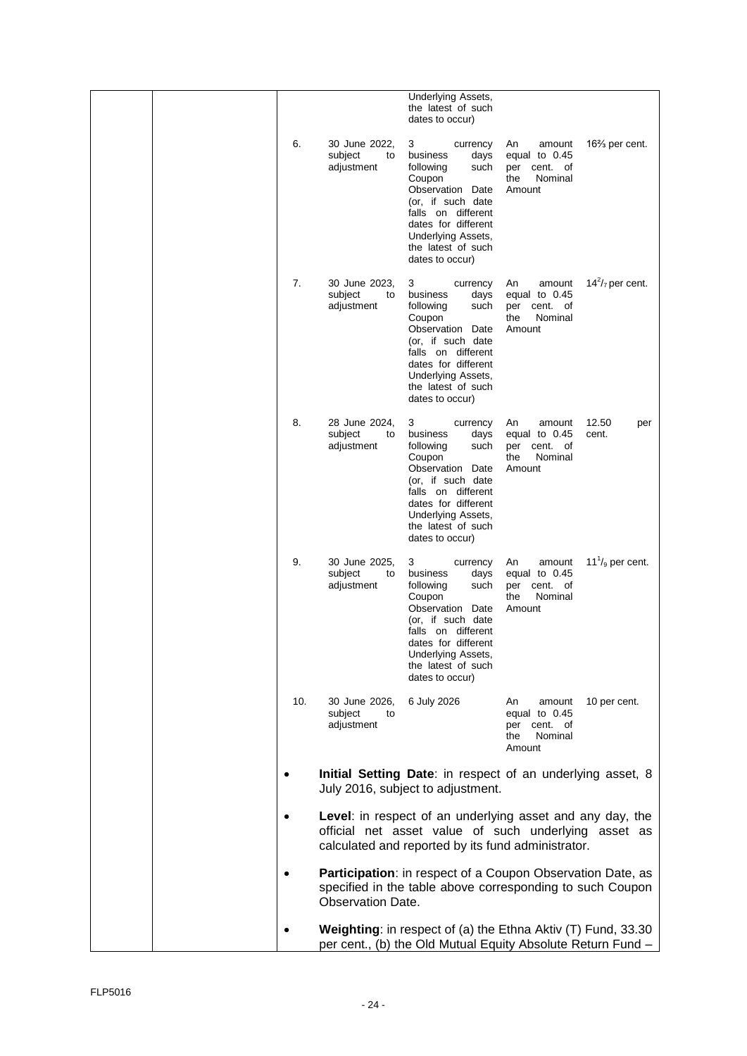| | | | |
|---|---|---|---|
| | | Underlying Assets, the latest of such dates to occur) | | |
| 6. | 30 June 2022, subject to adjustment | 3 currency business days following such Coupon Observation Date (or, if such date falls on different dates for different Underlying Assets, the latest of such dates to occur) | An amount equal to 0.45 per cent. of the Nominal Amount | 16⅔ per cent. |
| 7. | 30 June 2023, subject to adjustment | 3 currency business days following such Coupon Observation Date (or, if such date falls on different dates for different Underlying Assets, the latest of such dates to occur) | An amount equal to 0.45 per cent. of the Nominal Amount | $14^{2}/_{7}$ per cent. |
| 8. | 28 June 2024, subject to adjustment | 3 currency business days following such Coupon Observation Date (or, if such date falls on different dates for different Underlying Assets, the latest of such dates to occur) | An amount equal to 0.45 per cent. of the Nominal Amount | 12.50 per cent. |
| 9. | 30 June 2025, subject to adjustment | 3 currency business days following such Coupon Observation Date (or, if such date falls on different dates for different Underlying Assets, the latest of such dates to occur) | An amount equal to 0.45 per cent. of the Nominal Amount | $11^{1}/_{9}$ per cent. |
| 10. | 30 June 2026, subject to adjustment | 6 July 2026 | An amount equal to 0.45 per cent. of the Nominal Amount | 10 per cent. |

- **Initial Setting Date**: in respect of an underlying asset, 8 July 2016, subject to adjustment.
- **Level**: in respect of an underlying asset and any day, the official net asset value of such underlying asset as calculated and reported by its fund administrator.
- **Participation**: in respect of a Coupon Observation Date, as specified in the table above corresponding to such Coupon Observation Date.
- **Weighting**: in respect of (a) the Ethna Aktiv (T) Fund, 33.30 per cent., (b) the Old Mutual Equity Absolute Return Fund –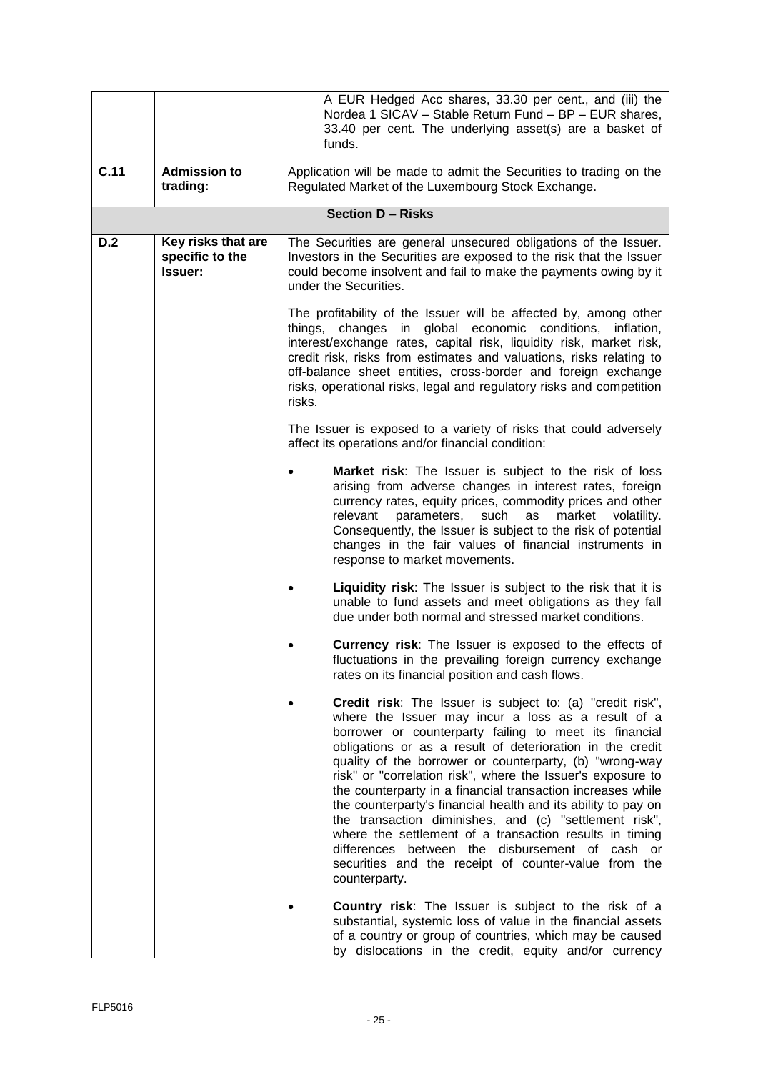| | | |
|---|---|---|
| | | A EUR Hedged Acc shares, 33.30 per cent., and (iii) the Nordea 1 SICAV – Stable Return Fund – BP – EUR shares, 33.40 per cent. The underlying asset(s) are a basket of funds. |
| **C.11** | **Admission to trading:** | Application will be made to admit the Securities to trading on the Regulated Market of the Luxembourg Stock Exchange. |
| | | **Section D – Risks** |
| **D.2** | **Key risks that are specific to the Issuer:** | The Securities are general unsecured obligations of the Issuer. Investors in the Securities are exposed to the risk that the Issuer could become insolvent and fail to make the payments owing by it under the Securities.<br><br>The profitability of the Issuer will be affected by, among other things, changes in global economic conditions, inflation, interest/exchange rates, capital risk, liquidity risk, market risk, credit risk, risks from estimates and valuations, risks relating to off-balance sheet entities, cross-border and foreign exchange risks, operational risks, legal and regulatory risks and competition risks.<br><br>The Issuer is exposed to a variety of risks that could adversely affect its operations and/or financial condition:<br><br>• **Market risk**: The Issuer is subject to the risk of loss arising from adverse changes in interest rates, foreign currency rates, equity prices, commodity prices and other relevant parameters, such as market volatility. Consequently, the Issuer is subject to the risk of potential changes in the fair values of financial instruments in response to market movements.<br><br>• **Liquidity risk**: The Issuer is subject to the risk that it is unable to fund assets and meet obligations as they fall due under both normal and stressed market conditions.<br><br>• **Currency risk**: The Issuer is exposed to the effects of fluctuations in the prevailing foreign currency exchange rates on its financial position and cash flows.<br><br>• **Credit risk**: The Issuer is subject to: (a) "credit risk", where the Issuer may incur a loss as a result of a borrower or counterparty failing to meet its financial obligations or as a result of deterioration in the credit quality of the borrower or counterparty, (b) "wrong-way risk" or "correlation risk", where the Issuer's exposure to the counterparty in a financial transaction increases while the counterparty's financial health and its ability to pay on the transaction diminishes, and (c) "settlement risk", where the settlement of a transaction results in timing differences between the disbursement of cash or securities and the receipt of counter-value from the counterparty.<br><br>• **Country risk**: The Issuer is subject to the risk of a substantial, systemic loss of value in the financial assets of a country or group of countries, which may be caused by dislocations in the credit, equity and/or currency |

FLP5016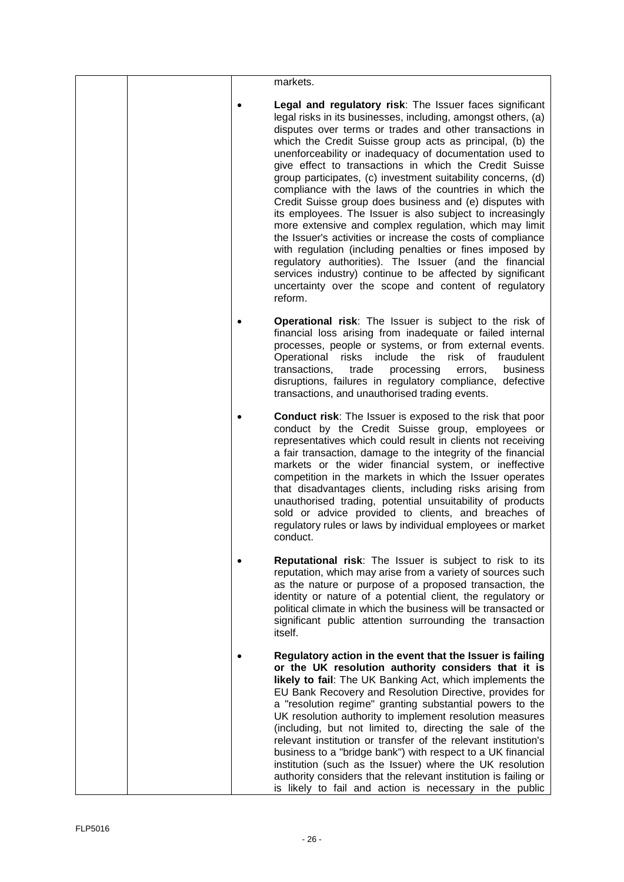markets.

- **Legal and regulatory risk**: The Issuer faces significant legal risks in its businesses, including, amongst others, (a) disputes over terms or trades and other transactions in which the Credit Suisse group acts as principal, (b) the unenforceability or inadequacy of documentation used to give effect to transactions in which the Credit Suisse group participates, (c) investment suitability concerns, (d) compliance with the laws of the countries in which the Credit Suisse group does business and (e) disputes with its employees. The Issuer is also subject to increasingly more extensive and complex regulation, which may limit the Issuer's activities or increase the costs of compliance with regulation (including penalties or fines imposed by regulatory authorities). The Issuer (and the financial services industry) continue to be affected by significant uncertainty over the scope and content of regulatory reform.

- **Operational risk**: The Issuer is subject to the risk of financial loss arising from inadequate or failed internal processes, people or systems, or from external events. Operational risks include the risk of fraudulent transactions, trade processing errors, business disruptions, failures in regulatory compliance, defective transactions, and unauthorised trading events.

- **Conduct risk**: The Issuer is exposed to the risk that poor conduct by the Credit Suisse group, employees or representatives which could result in clients not receiving a fair transaction, damage to the integrity of the financial markets or the wider financial system, or ineffective competition in the markets in which the Issuer operates that disadvantages clients, including risks arising from unauthorised trading, potential unsuitability of products sold or advice provided to clients, and breaches of regulatory rules or laws by individual employees or market conduct.

- **Reputational risk**: The Issuer is subject to risk to its reputation, which may arise from a variety of sources such as the nature or purpose of a proposed transaction, the identity or nature of a potential client, the regulatory or political climate in which the business will be transacted or significant public attention surrounding the transaction itself.

- **Regulatory action in the event that the Issuer is failing or the UK resolution authority considers that it is likely to fail**: The UK Banking Act, which implements the EU Bank Recovery and Resolution Directive, provides for a "resolution regime" granting substantial powers to the UK resolution authority to implement resolution measures (including, but not limited to, directing the sale of the relevant institution or transfer of the relevant institution's business to a "bridge bank") with respect to a UK financial institution (such as the Issuer) where the UK resolution authority considers that the relevant institution is failing or is likely to fail and action is necessary in the public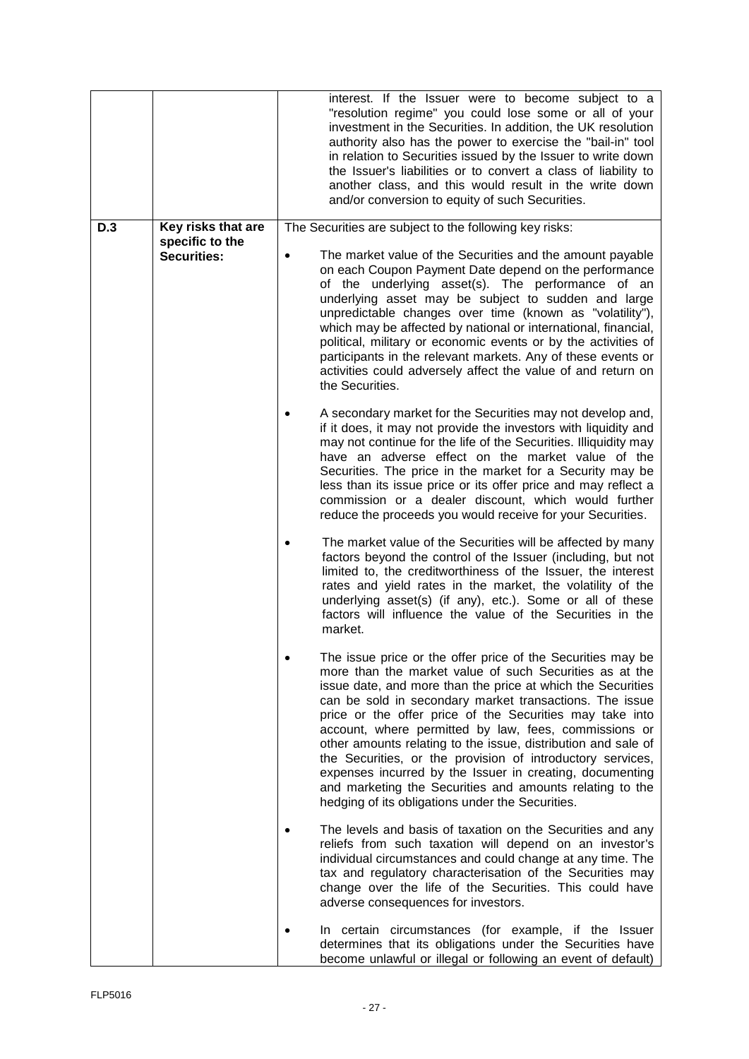| | | |
|---|---|---|
| | | interest. If the Issuer were to become subject to a "resolution regime" you could lose some or all of your investment in the Securities. In addition, the UK resolution authority also has the power to exercise the "bail-in" tool in relation to Securities issued by the Issuer to write down the Issuer's liabilities or to convert a class of liability to another class, and this would result in the write down and/or conversion to equity of such Securities. |
| **D.3** | **Key risks that are specific to the Securities:** | The Securities are subject to the following key risks:<br><br>• The market value of the Securities and the amount payable on each Coupon Payment Date depend on the performance of the underlying asset(s). The performance of an underlying asset may be subject to sudden and large unpredictable changes over time (known as "volatility"), which may be affected by national or international, financial, political, military or economic events or by the activities of participants in the relevant markets. Any of these events or activities could adversely affect the value of and return on the Securities.<br><br>• A secondary market for the Securities may not develop and, if it does, it may not provide the investors with liquidity and may not continue for the life of the Securities. Illiquidity may have an adverse effect on the market value of the Securities. The price in the market for a Security may be less than its issue price or its offer price and may reflect a commission or a dealer discount, which would further reduce the proceeds you would receive for your Securities.<br><br>• The market value of the Securities will be affected by many factors beyond the control of the Issuer (including, but not limited to, the creditworthiness of the Issuer, the interest rates and yield rates in the market, the volatility of the underlying asset(s) (if any), etc.). Some or all of these factors will influence the value of the Securities in the market.<br><br>• The issue price or the offer price of the Securities may be more than the market value of such Securities as at the issue date, and more than the price at which the Securities can be sold in secondary market transactions. The issue price or the offer price of the Securities may take into account, where permitted by law, fees, commissions or other amounts relating to the issue, distribution and sale of the Securities, or the provision of introductory services, expenses incurred by the Issuer in creating, documenting and marketing the Securities and amounts relating to the hedging of its obligations under the Securities.<br><br>• The levels and basis of taxation on the Securities and any reliefs from such taxation will depend on an investor's individual circumstances and could change at any time. The tax and regulatory characterisation of the Securities may change over the life of the Securities. This could have adverse consequences for investors.<br><br>• In certain circumstances (for example, if the Issuer determines that its obligations under the Securities have become unlawful or illegal or following an event of default) |

FLP5016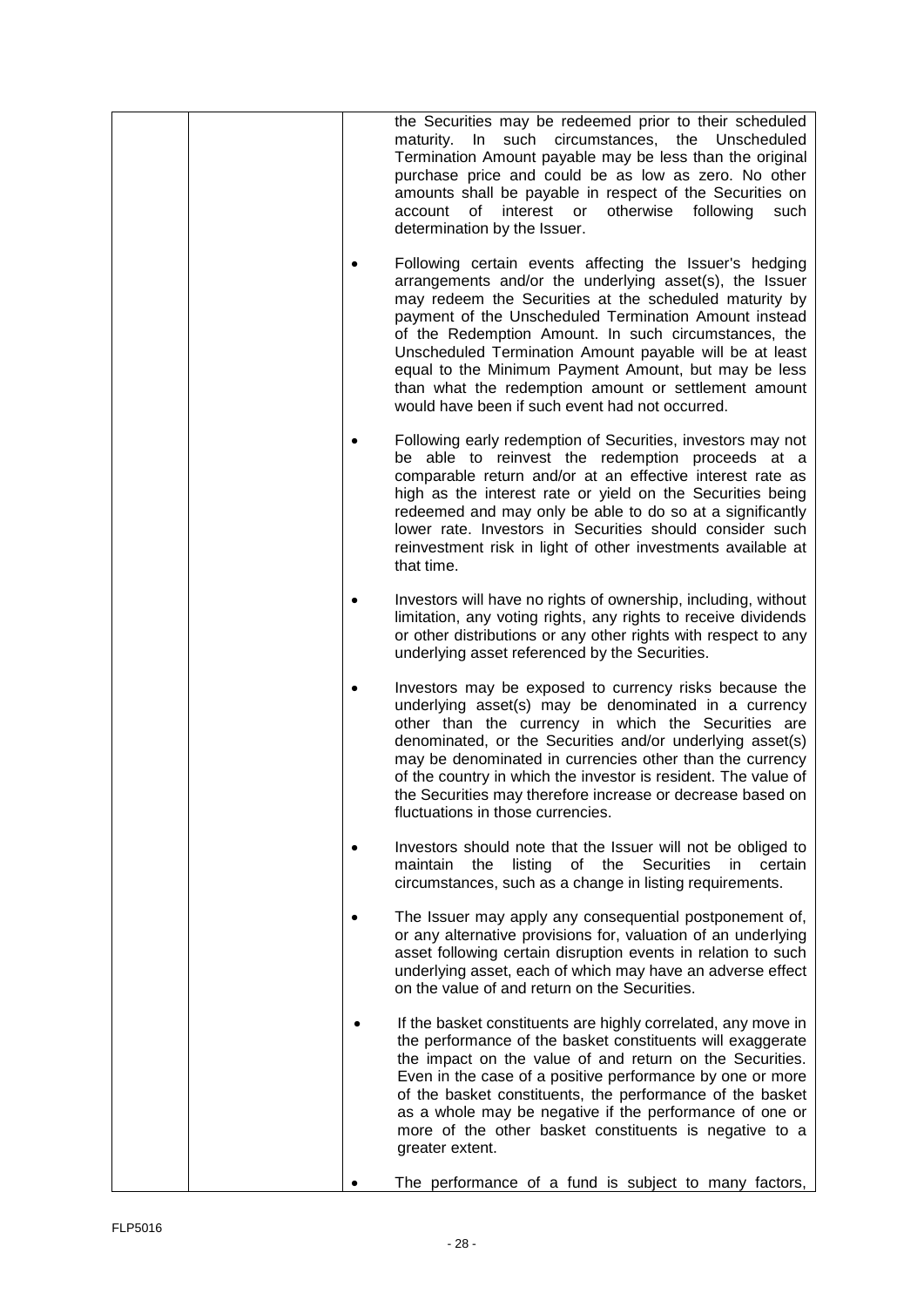| | | the Securities may be redeemed prior to their scheduled maturity. In such circumstances, the Unscheduled Termination Amount payable may be less than the original purchase price and could be as low as zero. No other amounts shall be payable in respect of the Securities on account of interest or otherwise following such determination by the Issuer.<br><br>• Following certain events affecting the Issuer's hedging arrangements and/or the underlying asset(s), the Issuer may redeem the Securities at the scheduled maturity by payment of the Unscheduled Termination Amount instead of the Redemption Amount. In such circumstances, the Unscheduled Termination Amount payable will be at least equal to the Minimum Payment Amount, but may be less than what the redemption amount or settlement amount would have been if such event had not occurred.<br><br>• Following early redemption of Securities, investors may not be able to reinvest the redemption proceeds at a comparable return and/or at an effective interest rate as high as the interest rate or yield on the Securities being redeemed and may only be able to do so at a significantly lower rate. Investors in Securities should consider such reinvestment risk in light of other investments available at that time.<br><br>• Investors will have no rights of ownership, including, without limitation, any voting rights, any rights to receive dividends or other distributions or any other rights with respect to any underlying asset referenced by the Securities.<br><br>• Investors may be exposed to currency risks because the underlying asset(s) may be denominated in a currency other than the currency in which the Securities are denominated, or the Securities and/or underlying asset(s) may be denominated in currencies other than the currency of the country in which the investor is resident. The value of the Securities may therefore increase or decrease based on fluctuations in those currencies.<br><br>• Investors should note that the Issuer will not be obliged to maintain the listing of the Securities in certain circumstances, such as a change in listing requirements.<br><br>• The Issuer may apply any consequential postponement of, or any alternative provisions for, valuation of an underlying asset following certain disruption events in relation to such underlying asset, each of which may have an adverse effect on the value of and return on the Securities.<br><br>• If the basket constituents are highly correlated, any move in the performance of the basket constituents will exaggerate the impact on the value of and return on the Securities. Even in the case of a positive performance by one or more of the basket constituents, the performance of the basket as a whole may be negative if the performance of one or more of the other basket constituents is negative to a greater extent.<br><br>• The performance of a fund is subject to many factors, |
|---|---|---|

FLP5016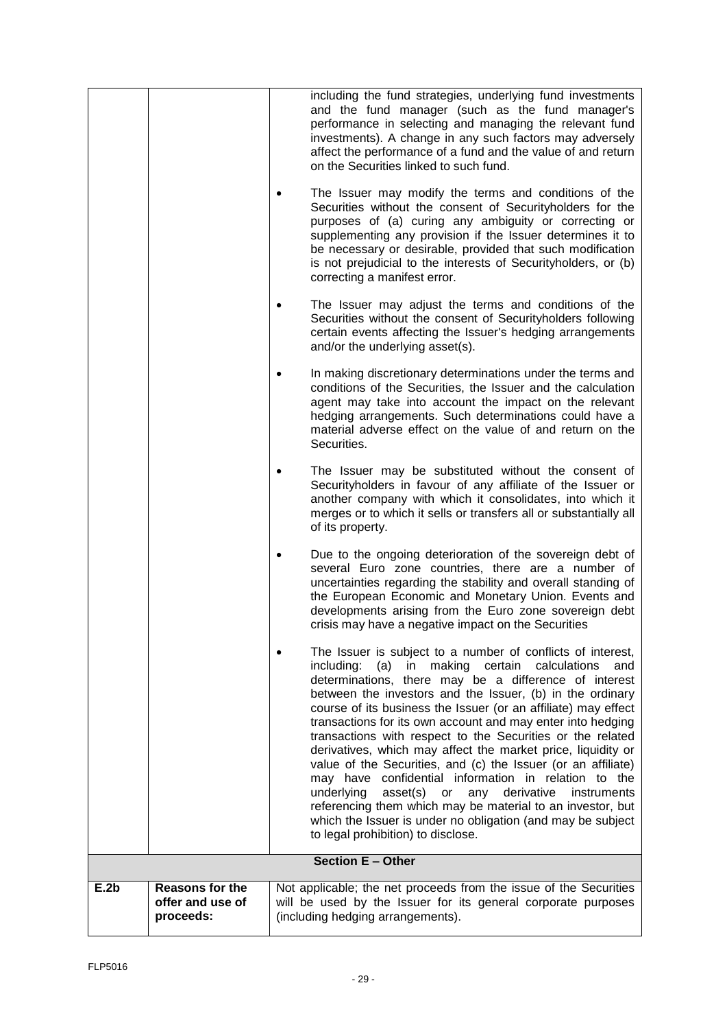| | | |
|---|---|---|
| | | including the fund strategies, underlying fund investments and the fund manager (such as the fund manager's performance in selecting and managing the relevant fund investments). A change in any such factors may adversely affect the performance of a fund and the value of and return on the Securities linked to such fund.<br><br>• The Issuer may modify the terms and conditions of the Securities without the consent of Securityholders for the purposes of (a) curing any ambiguity or correcting or supplementing any provision if the Issuer determines it to be necessary or desirable, provided that such modification is not prejudicial to the interests of Securityholders, or (b) correcting a manifest error.<br><br>• The Issuer may adjust the terms and conditions of the Securities without the consent of Securityholders following certain events affecting the Issuer's hedging arrangements and/or the underlying asset(s).<br><br>• In making discretionary determinations under the terms and conditions of the Securities, the Issuer and the calculation agent may take into account the impact on the relevant hedging arrangements. Such determinations could have a material adverse effect on the value of and return on the Securities.<br><br>• The Issuer may be substituted without the consent of Securityholders in favour of any affiliate of the Issuer or another company with which it consolidates, into which it merges or to which it sells or transfers all or substantially all of its property.<br><br>• Due to the ongoing deterioration of the sovereign debt of several Euro zone countries, there are a number of uncertainties regarding the stability and overall standing of the European Economic and Monetary Union. Events and developments arising from the Euro zone sovereign debt crisis may have a negative impact on the Securities<br><br>• The Issuer is subject to a number of conflicts of interest, including: (a) in making certain calculations and determinations, there may be a difference of interest between the investors and the Issuer, (b) in the ordinary course of its business the Issuer (or an affiliate) may effect transactions for its own account and may enter into hedging transactions with respect to the Securities or the related derivatives, which may affect the market price, liquidity or value of the Securities, and (c) the Issuer (or an affiliate) may have confidential information in relation to the underlying asset(s) or any derivative instruments referencing them which may be material to an investor, but which the Issuer is under no obligation (and may be subject to legal prohibition) to disclose. |
| | **Section E – Other** | |
| **E.2b** | **Reasons for the offer and use of proceeds:** | Not applicable; the net proceeds from the issue of the Securities will be used by the Issuer for its general corporate purposes (including hedging arrangements). |

FLP5016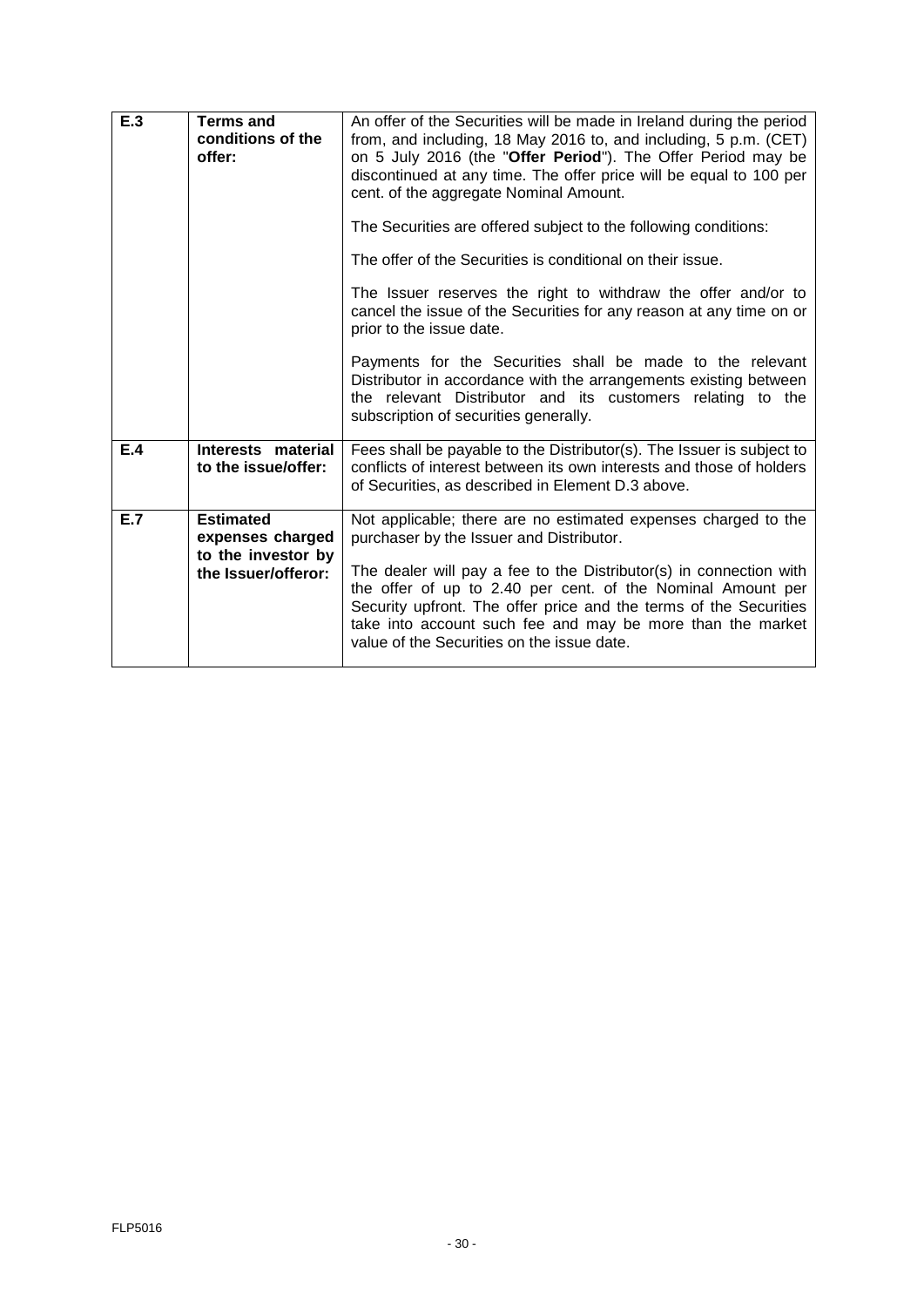| | | |
|---|---|---|
| **E.3** | **Terms and conditions of the offer:** | An offer of the Securities will be made in Ireland during the period from, and including, 18 May 2016 to, and including, 5 p.m. (CET) on 5 July 2016 (the "**Offer Period**"). The Offer Period may be discontinued at any time. The offer price will be equal to 100 per cent. of the aggregate Nominal Amount.<br><br>The Securities are offered subject to the following conditions:<br><br>The offer of the Securities is conditional on their issue.<br><br>The Issuer reserves the right to withdraw the offer and/or to cancel the issue of the Securities for any reason at any time on or prior to the issue date.<br><br>Payments for the Securities shall be made to the relevant Distributor in accordance with the arrangements existing between the relevant Distributor and its customers relating to the subscription of securities generally. |
| **E.4** | **Interests material to the issue/offer:** | Fees shall be payable to the Distributor(s). The Issuer is subject to conflicts of interest between its own interests and those of holders of Securities, as described in Element D.3 above. |
| **E.7** | **Estimated expenses charged to the investor by the Issuer/offeror:** | Not applicable; there are no estimated expenses charged to the purchaser by the Issuer and Distributor.<br><br>The dealer will pay a fee to the Distributor(s) in connection with the offer of up to 2.40 per cent. of the Nominal Amount per Security upfront. The offer price and the terms of the Securities take into account such fee and may be more than the market value of the Securities on the issue date. |

FLP5016